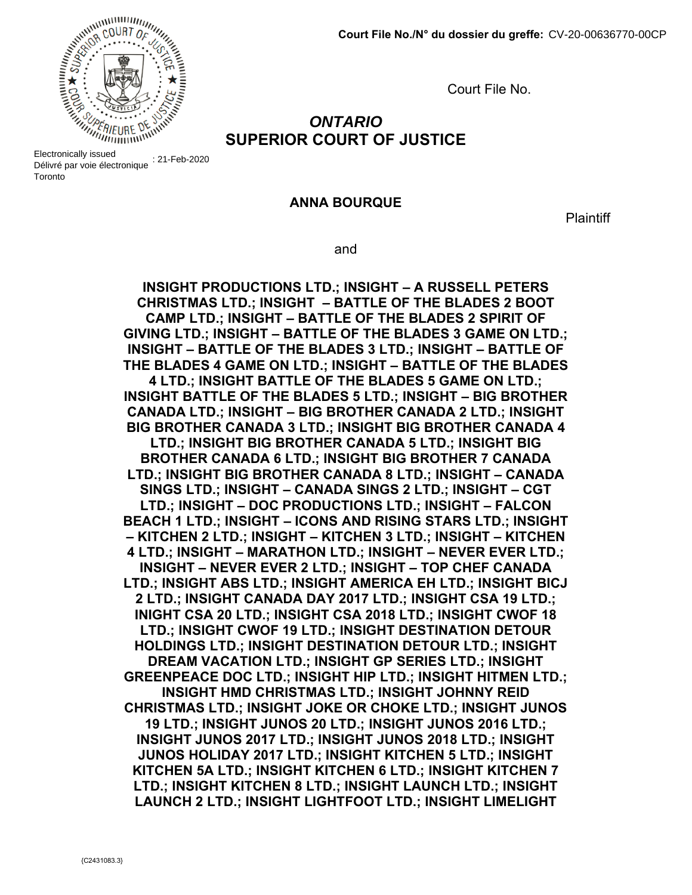**Court File No./N° du dossier du greffe:** CV-20-00636770-00CP

Court File No.

## *ONTARIO*
## SUPERIOR COURT OF JUSTICE

Electronically issued
Délivré par voie électronique : 21-Feb-2020
Toronto

**ANNA BOURQUE**

Plaintiff

and

**INSIGHT PRODUCTIONS LTD.; INSIGHT – A RUSSELL PETERS CHRISTMAS LTD.; INSIGHT – BATTLE OF THE BLADES 2 BOOT CAMP LTD.; INSIGHT – BATTLE OF THE BLADES 2 SPIRIT OF GIVING LTD.; INSIGHT – BATTLE OF THE BLADES 3 GAME ON LTD.; INSIGHT – BATTLE OF THE BLADES 3 LTD.; INSIGHT – BATTLE OF THE BLADES 4 GAME ON LTD.; INSIGHT – BATTLE OF THE BLADES 4 LTD.; INSIGHT BATTLE OF THE BLADES 5 GAME ON LTD.; INSIGHT BATTLE OF THE BLADES 5 LTD.; INSIGHT – BIG BROTHER CANADA LTD.; INSIGHT – BIG BROTHER CANADA 2 LTD.; INSIGHT BIG BROTHER CANADA 3 LTD.; INSIGHT BIG BROTHER CANADA 4 LTD.; INSIGHT BIG BROTHER CANADA 5 LTD.; INSIGHT BIG BROTHER CANADA 6 LTD.; INSIGHT BIG BROTHER 7 CANADA LTD.; INSIGHT BIG BROTHER CANADA 8 LTD.; INSIGHT – CANADA SINGS LTD.; INSIGHT – CANADA SINGS 2 LTD.; INSIGHT – CGT LTD.; INSIGHT – DOC PRODUCTIONS LTD.; INSIGHT – FALCON BEACH 1 LTD.; INSIGHT – ICONS AND RISING STARS LTD.; INSIGHT – KITCHEN 2 LTD.; INSIGHT – KITCHEN 3 LTD.; INSIGHT – KITCHEN 4 LTD.; INSIGHT – MARATHON LTD.; INSIGHT – NEVER EVER LTD.; INSIGHT – NEVER EVER 2 LTD.; INSIGHT – TOP CHEF CANADA LTD.; INSIGHT ABS LTD.; INSIGHT AMERICA EH LTD.; INSIGHT BICJ 2 LTD.; INSIGHT CANADA DAY 2017 LTD.; INSIGHT CSA 19 LTD.; INIGHT CSA 20 LTD.; INSIGHT CSA 2018 LTD.; INSIGHT CWOF 18 LTD.; INSIGHT CWOF 19 LTD.; INSIGHT DESTINATION DETOUR HOLDINGS LTD.; INSIGHT DESTINATION DETOUR LTD.; INSIGHT DREAM VACATION LTD.; INSIGHT GP SERIES LTD.; INSIGHT GREENPEACE DOC LTD.; INSIGHT HIP LTD.; INSIGHT HITMEN LTD.; INSIGHT HMD CHRISTMAS LTD.; INSIGHT JOHNNY REID CHRISTMAS LTD.; INSIGHT JOKE OR CHOKE LTD.; INSIGHT JUNOS 19 LTD.; INSIGHT JUNOS 20 LTD.; INSIGHT JUNOS 2016 LTD.; INSIGHT JUNOS 2017 LTD.; INSIGHT JUNOS 2018 LTD.; INSIGHT JUNOS HOLIDAY 2017 LTD.; INSIGHT KITCHEN 5 LTD.; INSIGHT KITCHEN 5A LTD.; INSIGHT KITCHEN 6 LTD.; INSIGHT KITCHEN 7 LTD.; INSIGHT KITCHEN 8 LTD.; INSIGHT LAUNCH LTD.; INSIGHT LAUNCH 2 LTD.; INSIGHT LIGHTFOOT LTD.; INSIGHT LIMELIGHT**

{C2431083.3}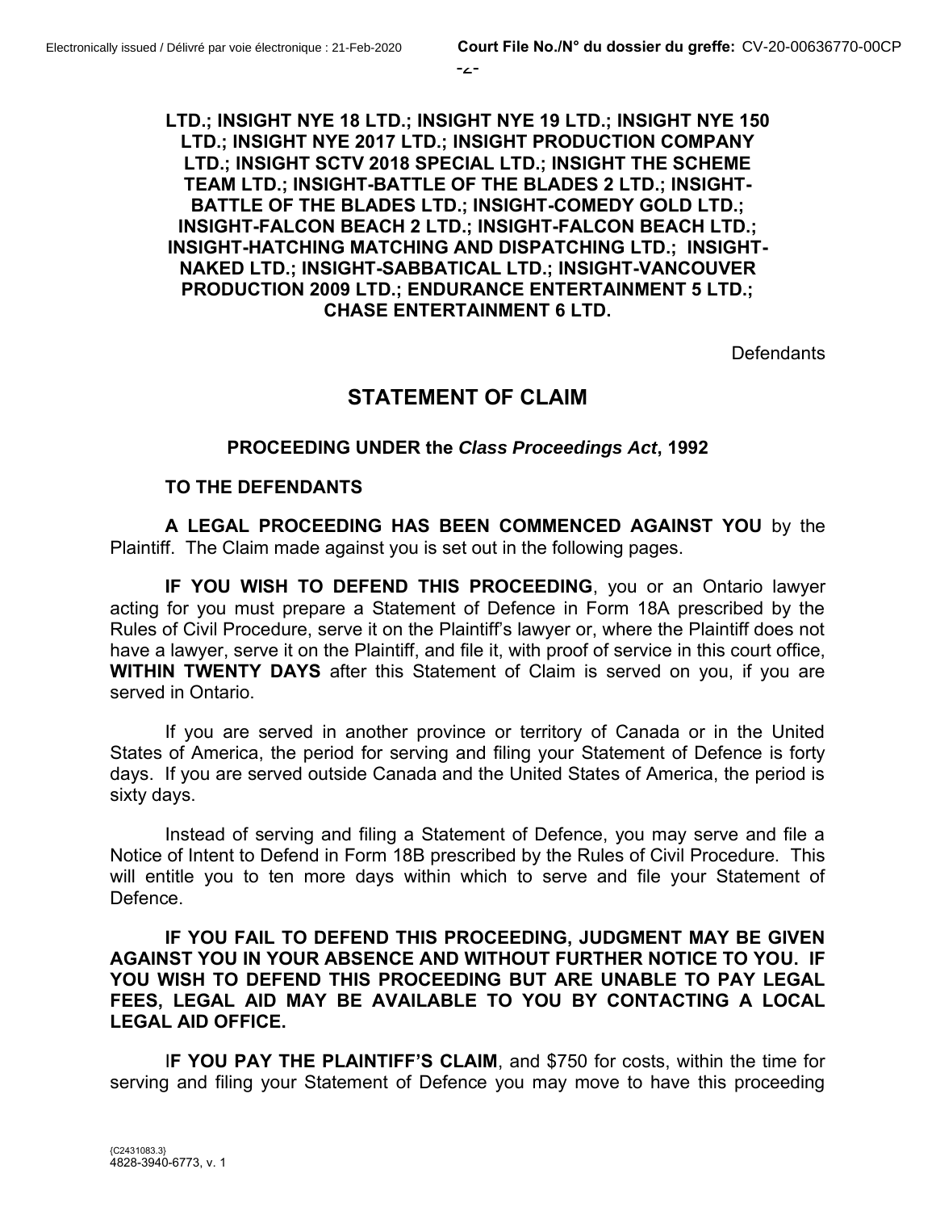**LTD.; INSIGHT NYE 18 LTD.; INSIGHT NYE 19 LTD.; INSIGHT NYE 150 LTD.; INSIGHT NYE 2017 LTD.; INSIGHT PRODUCTION COMPANY LTD.; INSIGHT SCTV 2018 SPECIAL LTD.; INSIGHT THE SCHEME TEAM LTD.; INSIGHT-BATTLE OF THE BLADES 2 LTD.; INSIGHT-BATTLE OF THE BLADES LTD.; INSIGHT-COMEDY GOLD LTD.; INSIGHT-FALCON BEACH 2 LTD.; INSIGHT-FALCON BEACH LTD.; INSIGHT-HATCHING MATCHING AND DISPATCHING LTD.; INSIGHT-NAKED LTD.; INSIGHT-SABBATICAL LTD.; INSIGHT-VANCOUVER PRODUCTION 2009 LTD.; ENDURANCE ENTERTAINMENT 5 LTD.; CHASE ENTERTAINMENT 6 LTD.**

Defendants

## STATEMENT OF CLAIM

### PROCEEDING UNDER the *Class Proceedings Act*, 1992

**TO THE DEFENDANTS**

**A LEGAL PROCEEDING HAS BEEN COMMENCED AGAINST YOU** by the Plaintiff. The Claim made against you is set out in the following pages.

**IF YOU WISH TO DEFEND THIS PROCEEDING**, you or an Ontario lawyer acting for you must prepare a Statement of Defence in Form 18A prescribed by the Rules of Civil Procedure, serve it on the Plaintiff's lawyer or, where the Plaintiff does not have a lawyer, serve it on the Plaintiff, and file it, with proof of service in this court office, **WITHIN TWENTY DAYS** after this Statement of Claim is served on you, if you are served in Ontario.

If you are served in another province or territory of Canada or in the United States of America, the period for serving and filing your Statement of Defence is forty days. If you are served outside Canada and the United States of America, the period is sixty days.

Instead of serving and filing a Statement of Defence, you may serve and file a Notice of Intent to Defend in Form 18B prescribed by the Rules of Civil Procedure. This will entitle you to ten more days within which to serve and file your Statement of Defence.

**IF YOU FAIL TO DEFEND THIS PROCEEDING, JUDGMENT MAY BE GIVEN AGAINST YOU IN YOUR ABSENCE AND WITHOUT FURTHER NOTICE TO YOU. IF YOU WISH TO DEFEND THIS PROCEEDING BUT ARE UNABLE TO PAY LEGAL FEES, LEGAL AID MAY BE AVAILABLE TO YOU BY CONTACTING A LOCAL LEGAL AID OFFICE.**

I**F YOU PAY THE PLAINTIFF'S CLAIM**, and $750 for costs, within the time for serving and filing your Statement of Defence you may move to have this proceeding

{C2431083.3}
4828-3940-6773, v. 1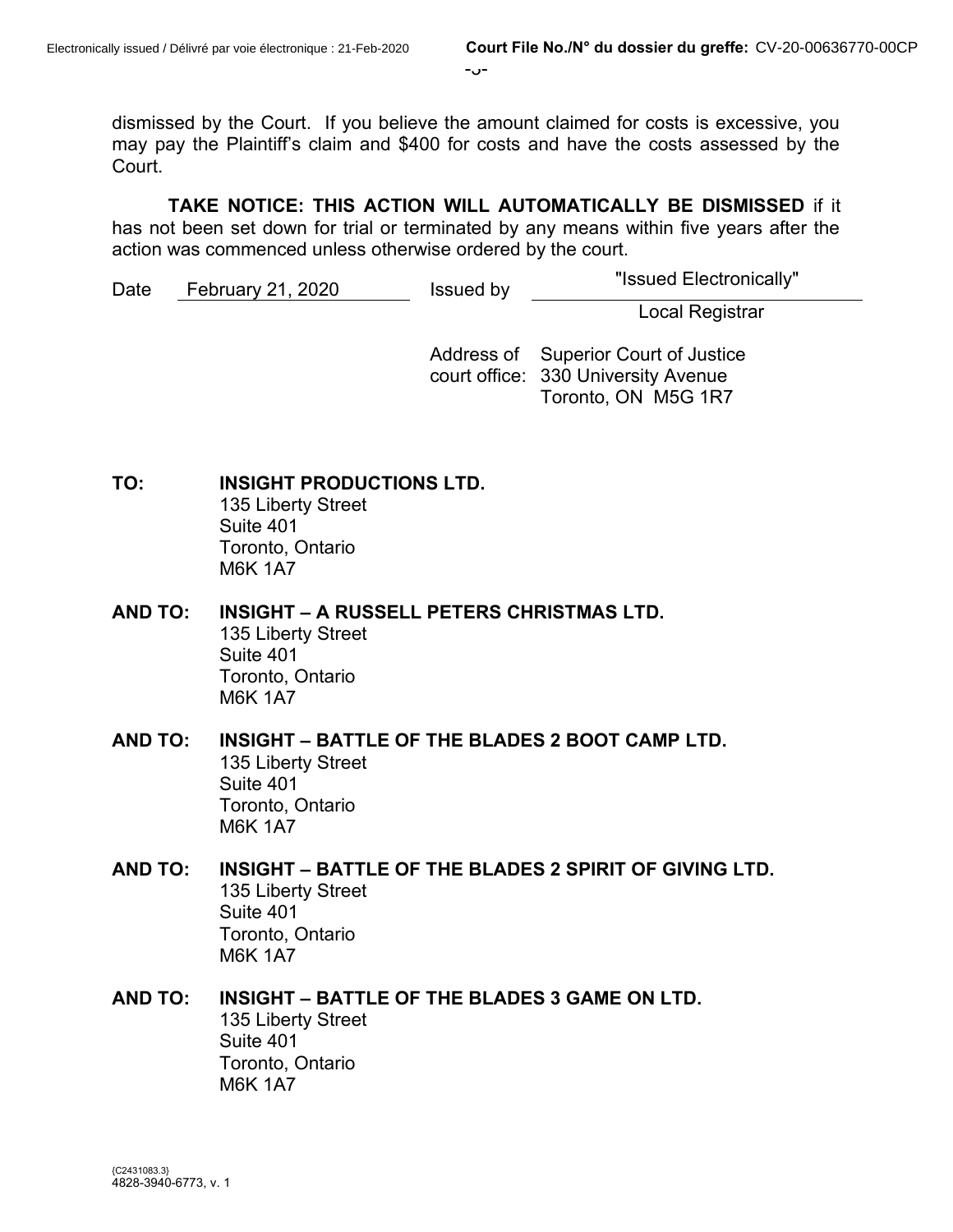dismissed by the Court. If you believe the amount claimed for costs is excessive, you may pay the Plaintiff's claim and $400 for costs and have the costs assessed by the Court.

**TAKE NOTICE: THIS ACTION WILL AUTOMATICALLY BE DISMISSED** if it has not been set down for trial or terminated by any means within five years after the action was commenced unless otherwise ordered by the court.

Date February 21, 2020 Issued by "Issued Electronically"
Local Registrar

Address of court office: Superior Court of Justice
330 University Avenue
Toronto, ON M5G 1R7

**TO:** **INSIGHT PRODUCTIONS LTD.**
135 Liberty Street
Suite 401
Toronto, Ontario
M6K 1A7

**AND TO:** **INSIGHT – A RUSSELL PETERS CHRISTMAS LTD.**
135 Liberty Street
Suite 401
Toronto, Ontario
M6K 1A7

**AND TO:** **INSIGHT – BATTLE OF THE BLADES 2 BOOT CAMP LTD.**
135 Liberty Street
Suite 401
Toronto, Ontario
M6K 1A7

**AND TO:** **INSIGHT – BATTLE OF THE BLADES 2 SPIRIT OF GIVING LTD.**
135 Liberty Street
Suite 401
Toronto, Ontario
M6K 1A7

**AND TO:** **INSIGHT – BATTLE OF THE BLADES 3 GAME ON LTD.**
135 Liberty Street
Suite 401
Toronto, Ontario
M6K 1A7

{C2431083.3}
4828-3940-6773, v. 1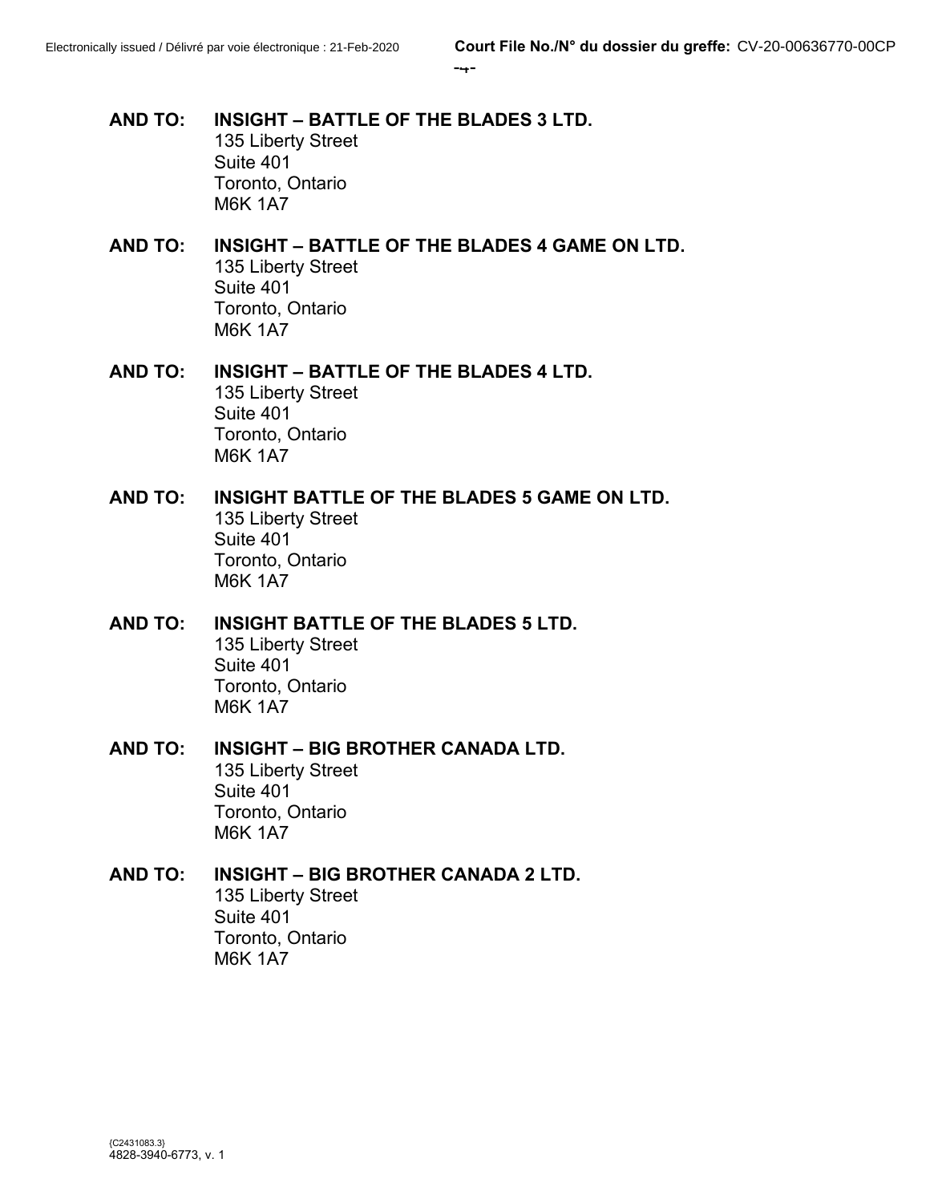**AND TO:** **INSIGHT – BATTLE OF THE BLADES 3 LTD.**
135 Liberty Street
Suite 401
Toronto, Ontario
M6K 1A7

**AND TO:** **INSIGHT – BATTLE OF THE BLADES 4 GAME ON LTD.**
135 Liberty Street
Suite 401
Toronto, Ontario
M6K 1A7

**AND TO:** **INSIGHT – BATTLE OF THE BLADES 4 LTD.**
135 Liberty Street
Suite 401
Toronto, Ontario
M6K 1A7

**AND TO:** **INSIGHT BATTLE OF THE BLADES 5 GAME ON LTD.**
135 Liberty Street
Suite 401
Toronto, Ontario
M6K 1A7

**AND TO:** **INSIGHT BATTLE OF THE BLADES 5 LTD.**
135 Liberty Street
Suite 401
Toronto, Ontario
M6K 1A7

**AND TO:** **INSIGHT – BIG BROTHER CANADA LTD.**
135 Liberty Street
Suite 401
Toronto, Ontario
M6K 1A7

**AND TO:** **INSIGHT – BIG BROTHER CANADA 2 LTD.**
135 Liberty Street
Suite 401
Toronto, Ontario
M6K 1A7

{C2431083.3}
4828-3940-6773, v. 1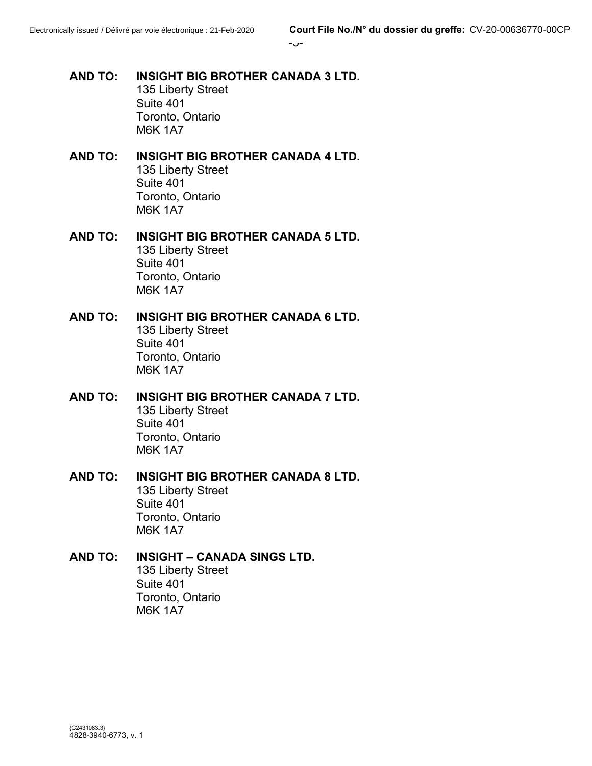**AND TO: INSIGHT BIG BROTHER CANADA 3 LTD.**
135 Liberty Street
Suite 401
Toronto, Ontario
M6K 1A7

**AND TO: INSIGHT BIG BROTHER CANADA 4 LTD.**
135 Liberty Street
Suite 401
Toronto, Ontario
M6K 1A7

**AND TO: INSIGHT BIG BROTHER CANADA 5 LTD.**
135 Liberty Street
Suite 401
Toronto, Ontario
M6K 1A7

**AND TO: INSIGHT BIG BROTHER CANADA 6 LTD.**
135 Liberty Street
Suite 401
Toronto, Ontario
M6K 1A7

**AND TO: INSIGHT BIG BROTHER CANADA 7 LTD.**
135 Liberty Street
Suite 401
Toronto, Ontario
M6K 1A7

**AND TO: INSIGHT BIG BROTHER CANADA 8 LTD.**
135 Liberty Street
Suite 401
Toronto, Ontario
M6K 1A7

**AND TO: INSIGHT – CANADA SINGS LTD.**
135 Liberty Street
Suite 401
Toronto, Ontario
M6K 1A7

{C2431083.3}
4828-3940-6773, v. 1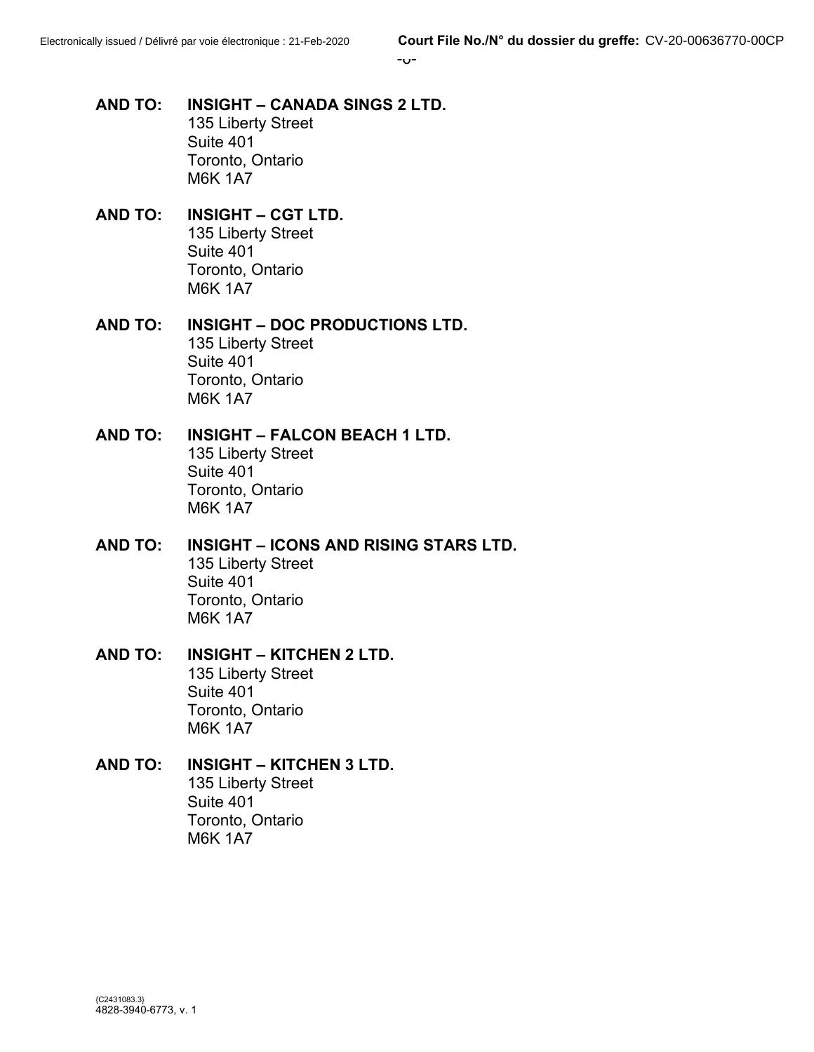**AND TO: INSIGHT – CANADA SINGS 2 LTD.**
135 Liberty Street
Suite 401
Toronto, Ontario
M6K 1A7

**AND TO: INSIGHT – CGT LTD.**
135 Liberty Street
Suite 401
Toronto, Ontario
M6K 1A7

**AND TO: INSIGHT – DOC PRODUCTIONS LTD.**
135 Liberty Street
Suite 401
Toronto, Ontario
M6K 1A7

**AND TO: INSIGHT – FALCON BEACH 1 LTD.**
135 Liberty Street
Suite 401
Toronto, Ontario
M6K 1A7

**AND TO: INSIGHT – ICONS AND RISING STARS LTD.**
135 Liberty Street
Suite 401
Toronto, Ontario
M6K 1A7

**AND TO: INSIGHT – KITCHEN 2 LTD.**
135 Liberty Street
Suite 401
Toronto, Ontario
M6K 1A7

**AND TO: INSIGHT – KITCHEN 3 LTD.**
135 Liberty Street
Suite 401
Toronto, Ontario
M6K 1A7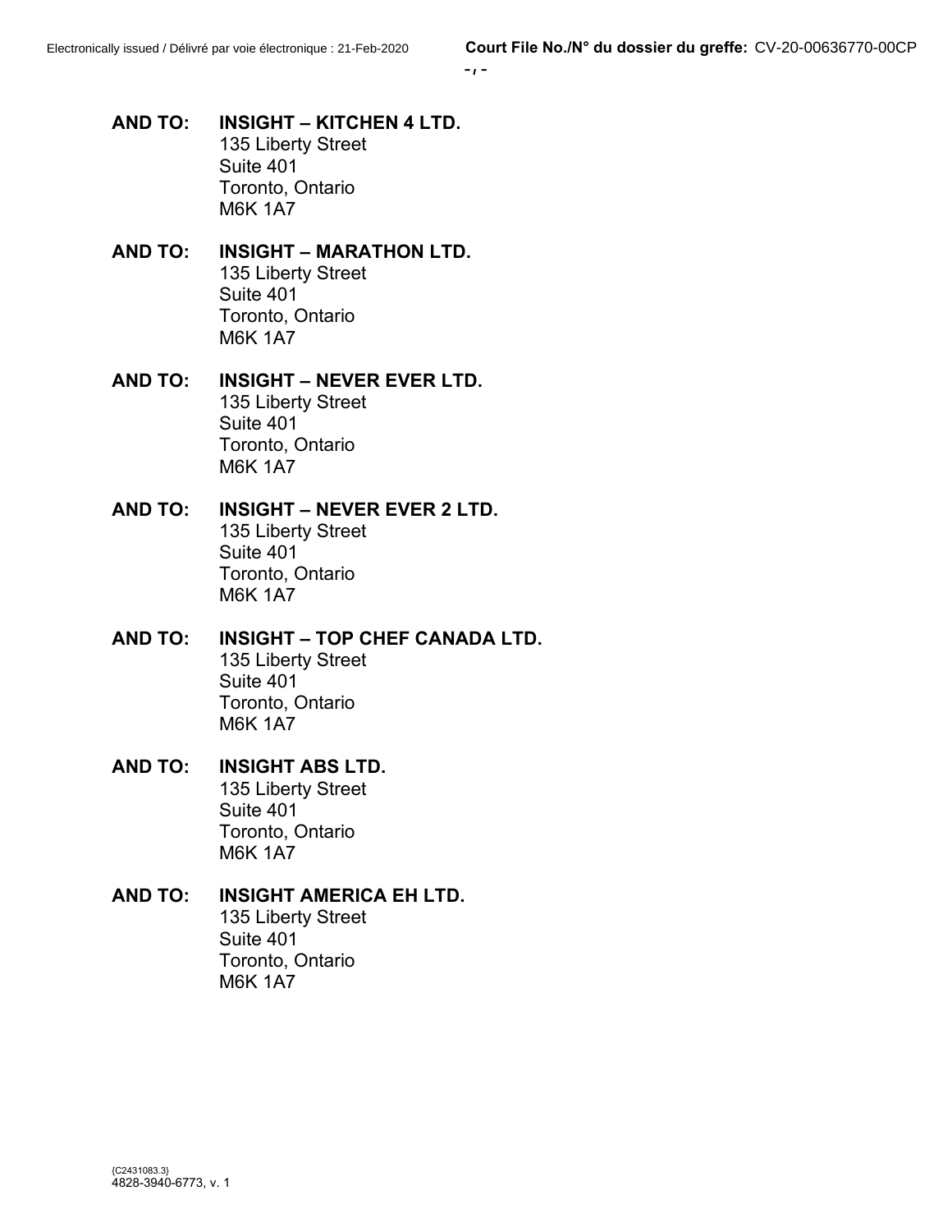**AND TO:** **INSIGHT – KITCHEN 4 LTD.**
135 Liberty Street
Suite 401
Toronto, Ontario
M6K 1A7

**AND TO:** **INSIGHT – MARATHON LTD.**
135 Liberty Street
Suite 401
Toronto, Ontario
M6K 1A7

**AND TO:** **INSIGHT – NEVER EVER LTD.**
135 Liberty Street
Suite 401
Toronto, Ontario
M6K 1A7

**AND TO:** **INSIGHT – NEVER EVER 2 LTD.**
135 Liberty Street
Suite 401
Toronto, Ontario
M6K 1A7

**AND TO:** **INSIGHT – TOP CHEF CANADA LTD.**
135 Liberty Street
Suite 401
Toronto, Ontario
M6K 1A7

**AND TO:** **INSIGHT ABS LTD.**
135 Liberty Street
Suite 401
Toronto, Ontario
M6K 1A7

**AND TO:** **INSIGHT AMERICA EH LTD.**
135 Liberty Street
Suite 401
Toronto, Ontario
M6K 1A7

{C2431083.3}
4828-3940-6773, v. 1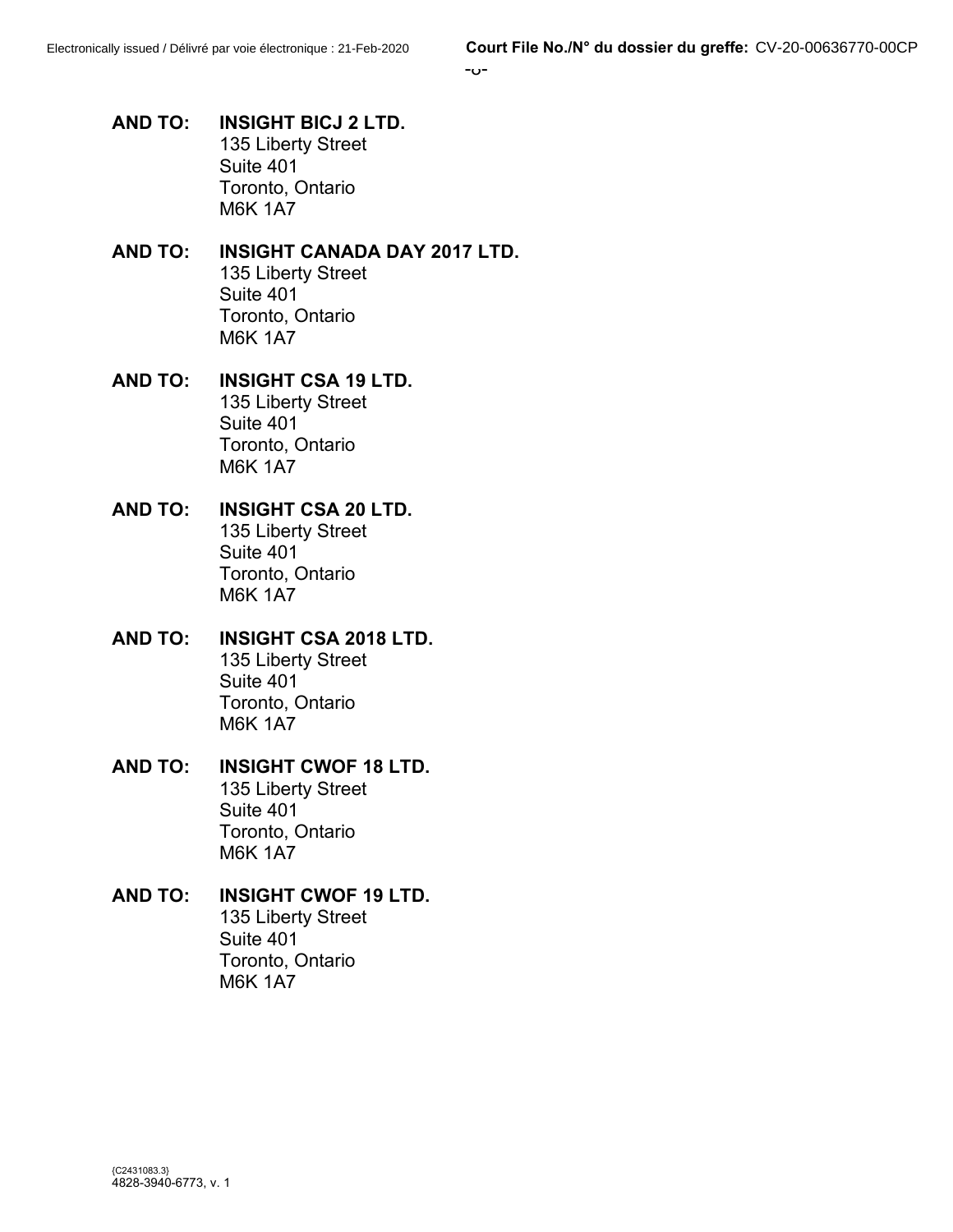**AND TO: INSIGHT BICJ 2 LTD.**
135 Liberty Street
Suite 401
Toronto, Ontario
M6K 1A7

**AND TO: INSIGHT CANADA DAY 2017 LTD.**
135 Liberty Street
Suite 401
Toronto, Ontario
M6K 1A7

**AND TO: INSIGHT CSA 19 LTD.**
135 Liberty Street
Suite 401
Toronto, Ontario
M6K 1A7

**AND TO: INSIGHT CSA 20 LTD.**
135 Liberty Street
Suite 401
Toronto, Ontario
M6K 1A7

**AND TO: INSIGHT CSA 2018 LTD.**
135 Liberty Street
Suite 401
Toronto, Ontario
M6K 1A7

**AND TO: INSIGHT CWOF 18 LTD.**
135 Liberty Street
Suite 401
Toronto, Ontario
M6K 1A7

**AND TO: INSIGHT CWOF 19 LTD.**
135 Liberty Street
Suite 401
Toronto, Ontario
M6K 1A7

{C2431083.3}
4828-3940-6773, v. 1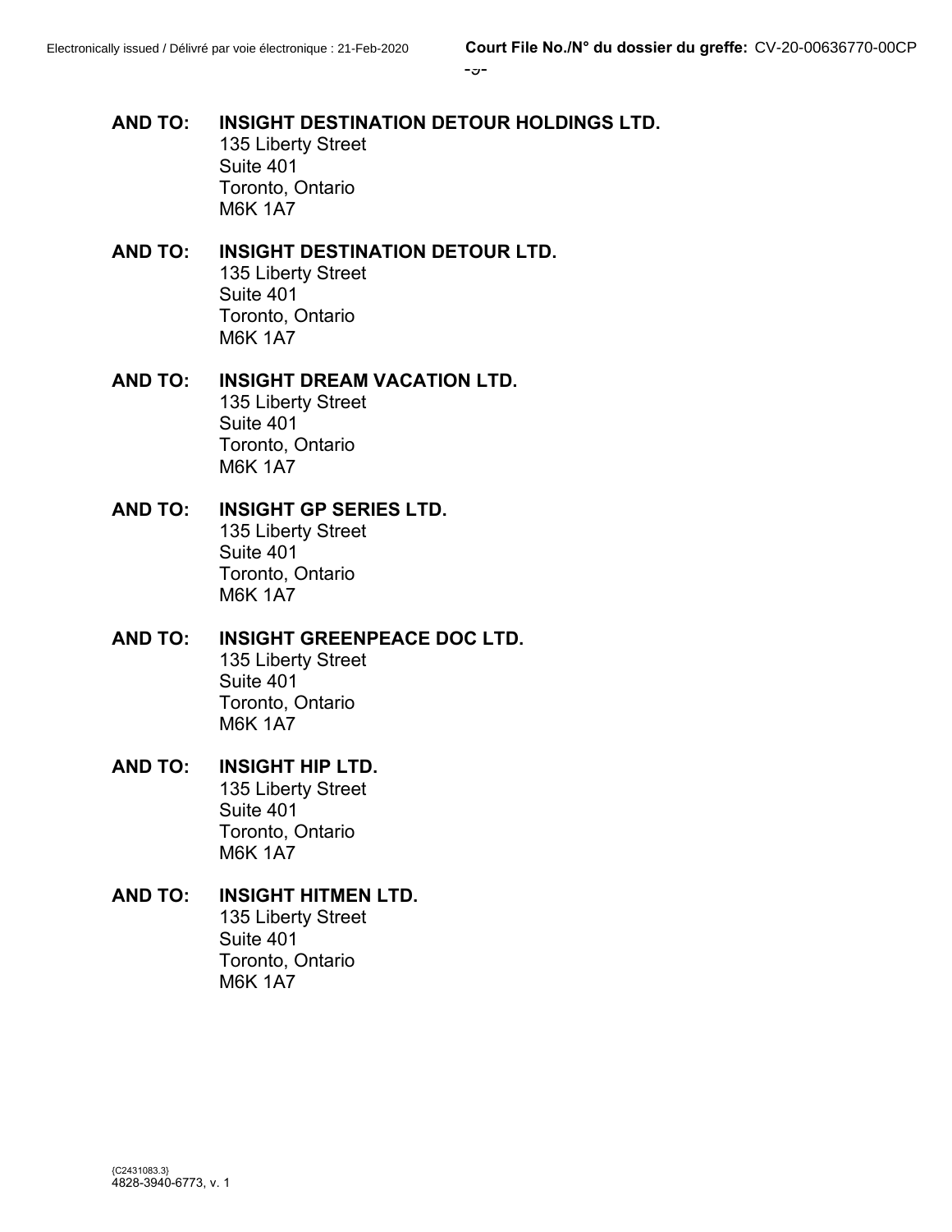**AND TO:** **INSIGHT DESTINATION DETOUR HOLDINGS LTD.**
135 Liberty Street
Suite 401
Toronto, Ontario
M6K 1A7

**AND TO:** **INSIGHT DESTINATION DETOUR LTD.**
135 Liberty Street
Suite 401
Toronto, Ontario
M6K 1A7

**AND TO:** **INSIGHT DREAM VACATION LTD.**
135 Liberty Street
Suite 401
Toronto, Ontario
M6K 1A7

**AND TO:** **INSIGHT GP SERIES LTD.**
135 Liberty Street
Suite 401
Toronto, Ontario
M6K 1A7

**AND TO:** **INSIGHT GREENPEACE DOC LTD.**
135 Liberty Street
Suite 401
Toronto, Ontario
M6K 1A7

**AND TO:** **INSIGHT HIP LTD.**
135 Liberty Street
Suite 401
Toronto, Ontario
M6K 1A7

**AND TO:** **INSIGHT HITMEN LTD.**
135 Liberty Street
Suite 401
Toronto, Ontario
M6K 1A7

{C2431083.3}
4828-3940-6773, v. 1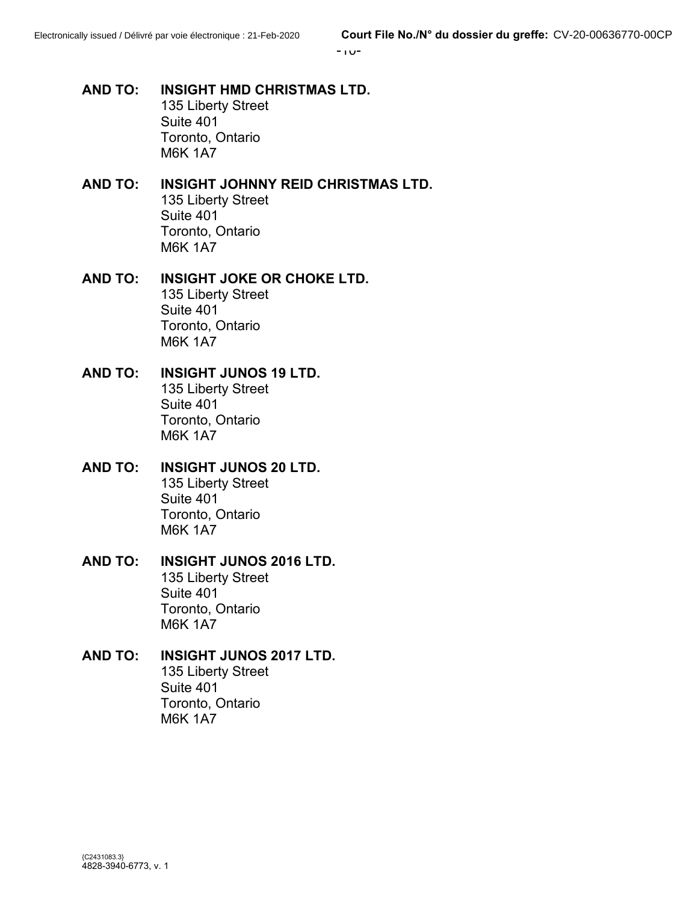**AND TO:** **INSIGHT HMD CHRISTMAS LTD.**
135 Liberty Street
Suite 401
Toronto, Ontario
M6K 1A7

**AND TO:** **INSIGHT JOHNNY REID CHRISTMAS LTD.**
135 Liberty Street
Suite 401
Toronto, Ontario
M6K 1A7

**AND TO:** **INSIGHT JOKE OR CHOKE LTD.**
135 Liberty Street
Suite 401
Toronto, Ontario
M6K 1A7

**AND TO:** **INSIGHT JUNOS 19 LTD.**
135 Liberty Street
Suite 401
Toronto, Ontario
M6K 1A7

**AND TO:** **INSIGHT JUNOS 20 LTD.**
135 Liberty Street
Suite 401
Toronto, Ontario
M6K 1A7

**AND TO:** **INSIGHT JUNOS 2016 LTD.**
135 Liberty Street
Suite 401
Toronto, Ontario
M6K 1A7

**AND TO:** **INSIGHT JUNOS 2017 LTD.**
135 Liberty Street
Suite 401
Toronto, Ontario
M6K 1A7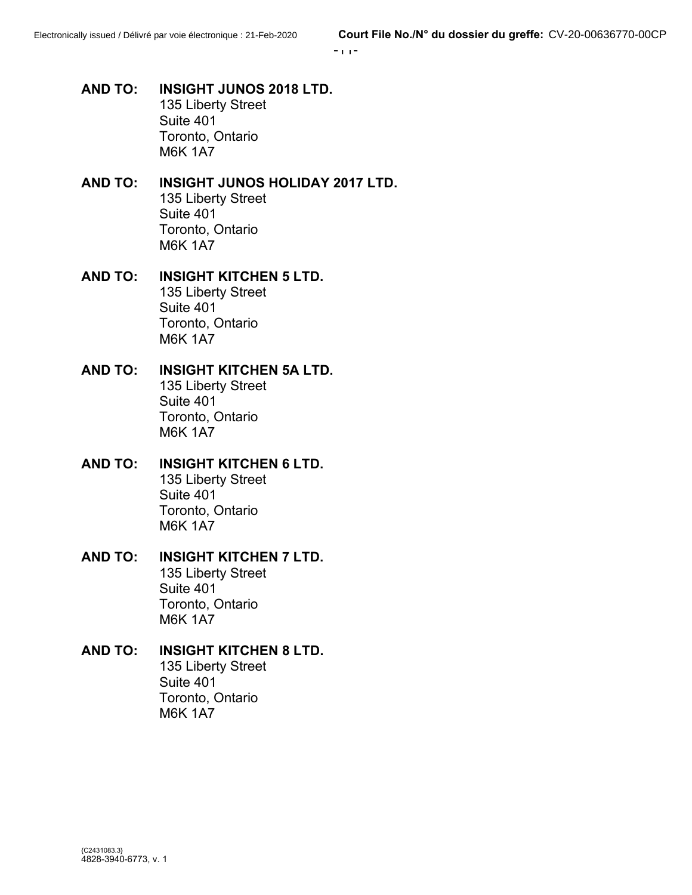**AND TO: INSIGHT JUNOS 2018 LTD.**
135 Liberty Street
Suite 401
Toronto, Ontario
M6K 1A7

**AND TO: INSIGHT JUNOS HOLIDAY 2017 LTD.**
135 Liberty Street
Suite 401
Toronto, Ontario
M6K 1A7

**AND TO: INSIGHT KITCHEN 5 LTD.**
135 Liberty Street
Suite 401
Toronto, Ontario
M6K 1A7

**AND TO: INSIGHT KITCHEN 5A LTD.**
135 Liberty Street
Suite 401
Toronto, Ontario
M6K 1A7

**AND TO: INSIGHT KITCHEN 6 LTD.**
135 Liberty Street
Suite 401
Toronto, Ontario
M6K 1A7

**AND TO: INSIGHT KITCHEN 7 LTD.**
135 Liberty Street
Suite 401
Toronto, Ontario
M6K 1A7

**AND TO: INSIGHT KITCHEN 8 LTD.**
135 Liberty Street
Suite 401
Toronto, Ontario
M6K 1A7

{C2431083.3}
4828-3940-6773, v. 1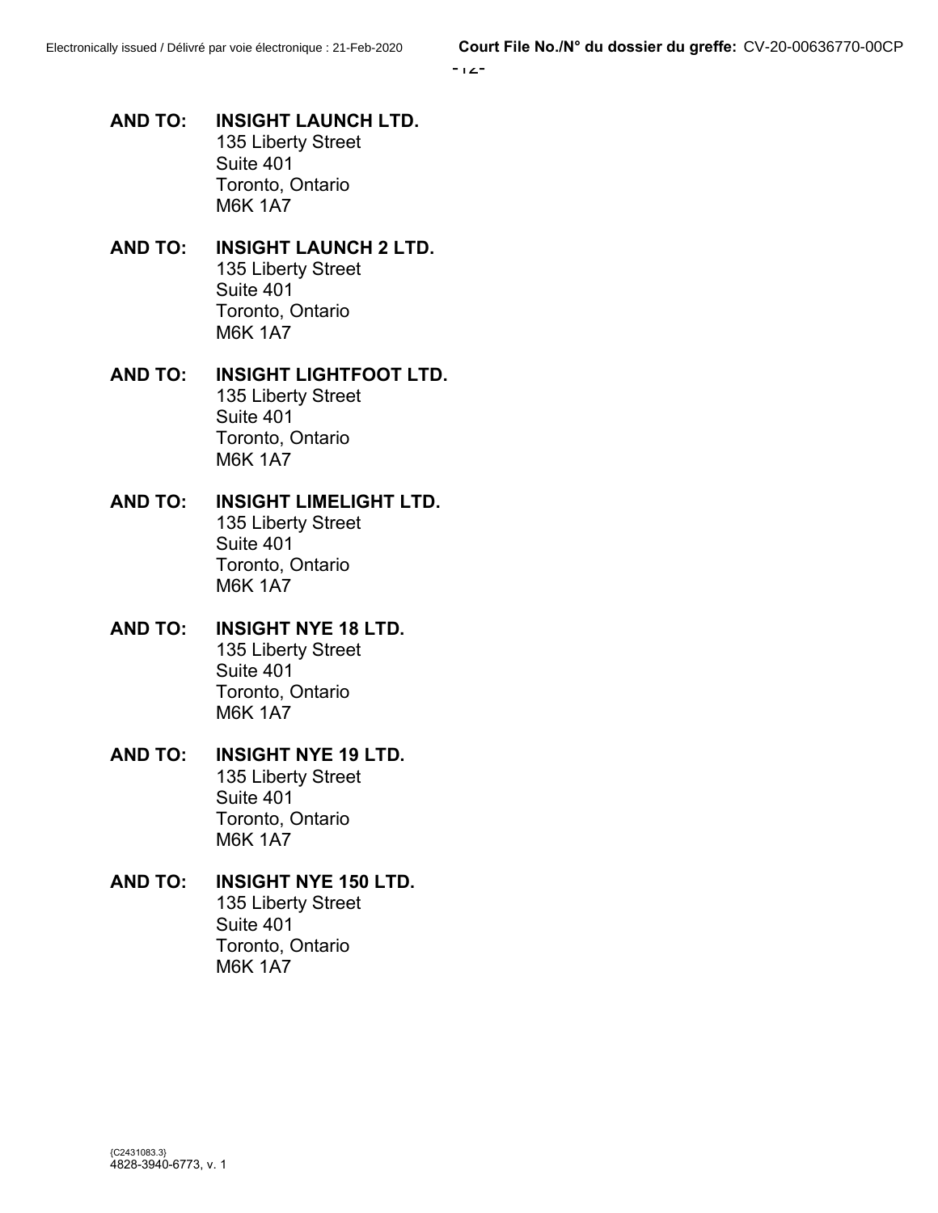**AND TO:** **INSIGHT LAUNCH LTD.**
135 Liberty Street
Suite 401
Toronto, Ontario
M6K 1A7

**AND TO:** **INSIGHT LAUNCH 2 LTD.**
135 Liberty Street
Suite 401
Toronto, Ontario
M6K 1A7

**AND TO:** **INSIGHT LIGHTFOOT LTD.**
135 Liberty Street
Suite 401
Toronto, Ontario
M6K 1A7

**AND TO:** **INSIGHT LIMELIGHT LTD.**
135 Liberty Street
Suite 401
Toronto, Ontario
M6K 1A7

**AND TO:** **INSIGHT NYE 18 LTD.**
135 Liberty Street
Suite 401
Toronto, Ontario
M6K 1A7

**AND TO:** **INSIGHT NYE 19 LTD.**
135 Liberty Street
Suite 401
Toronto, Ontario
M6K 1A7

**AND TO:** **INSIGHT NYE 150 LTD.**
135 Liberty Street
Suite 401
Toronto, Ontario
M6K 1A7

{C2431083.3}
4828-3940-6773, v. 1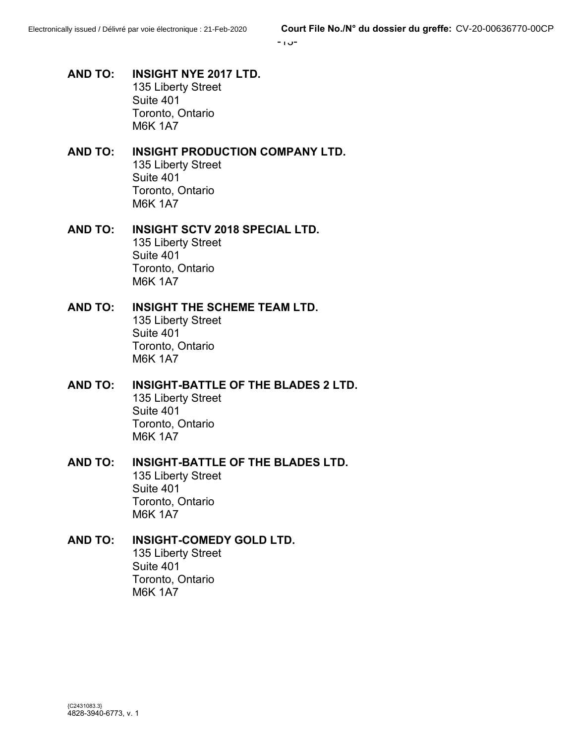**AND TO:** **INSIGHT NYE 2017 LTD.**
135 Liberty Street
Suite 401
Toronto, Ontario
M6K 1A7

**AND TO:** **INSIGHT PRODUCTION COMPANY LTD.**
135 Liberty Street
Suite 401
Toronto, Ontario
M6K 1A7

**AND TO:** **INSIGHT SCTV 2018 SPECIAL LTD.**
135 Liberty Street
Suite 401
Toronto, Ontario
M6K 1A7

**AND TO:** **INSIGHT THE SCHEME TEAM LTD.**
135 Liberty Street
Suite 401
Toronto, Ontario
M6K 1A7

**AND TO:** **INSIGHT-BATTLE OF THE BLADES 2 LTD.**
135 Liberty Street
Suite 401
Toronto, Ontario
M6K 1A7

**AND TO:** **INSIGHT-BATTLE OF THE BLADES LTD.**
135 Liberty Street
Suite 401
Toronto, Ontario
M6K 1A7

**AND TO:** **INSIGHT-COMEDY GOLD LTD.**
135 Liberty Street
Suite 401
Toronto, Ontario
M6K 1A7

{C2431083.3}
4828-3940-6773, v. 1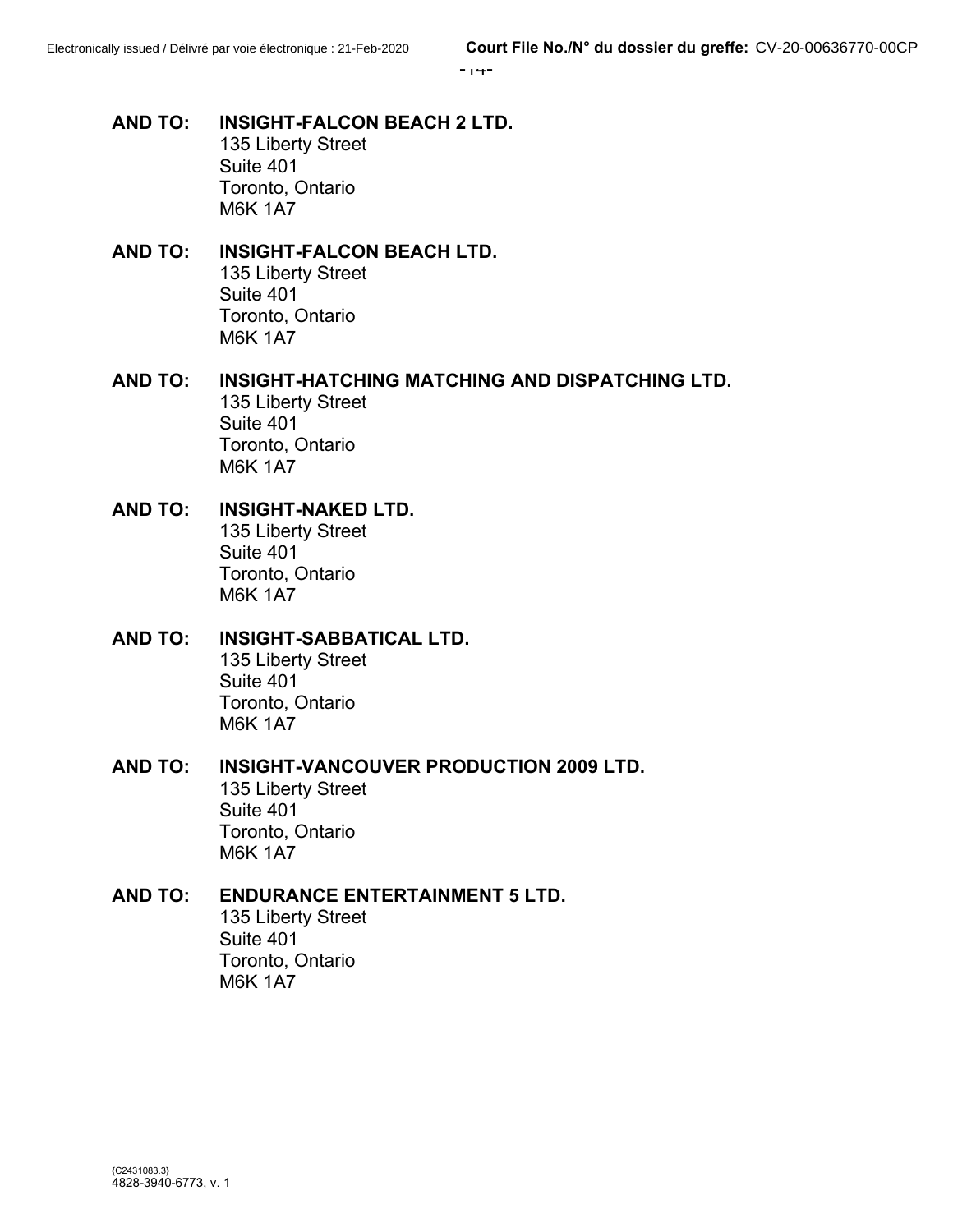**AND TO: INSIGHT-FALCON BEACH 2 LTD.**
135 Liberty Street
Suite 401
Toronto, Ontario
M6K 1A7

**AND TO: INSIGHT-FALCON BEACH LTD.**
135 Liberty Street
Suite 401
Toronto, Ontario
M6K 1A7

**AND TO: INSIGHT-HATCHING MATCHING AND DISPATCHING LTD.**
135 Liberty Street
Suite 401
Toronto, Ontario
M6K 1A7

**AND TO: INSIGHT-NAKED LTD.**
135 Liberty Street
Suite 401
Toronto, Ontario
M6K 1A7

**AND TO: INSIGHT-SABBATICAL LTD.**
135 Liberty Street
Suite 401
Toronto, Ontario
M6K 1A7

**AND TO: INSIGHT-VANCOUVER PRODUCTION 2009 LTD.**
135 Liberty Street
Suite 401
Toronto, Ontario
M6K 1A7

**AND TO: ENDURANCE ENTERTAINMENT 5 LTD.**
135 Liberty Street
Suite 401
Toronto, Ontario
M6K 1A7

{C2431083.3}
4828-3940-6773, v. 1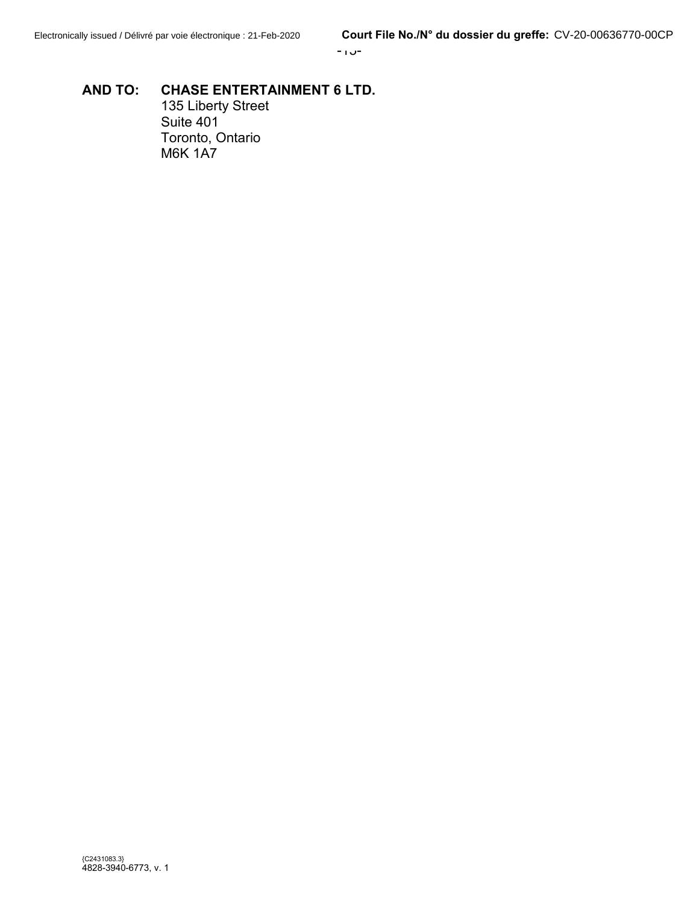**AND TO:** **CHASE ENTERTAINMENT 6 LTD.**
135 Liberty Street
Suite 401
Toronto, Ontario
M6K 1A7

{C2431083.3}
4828-3940-6773, v. 1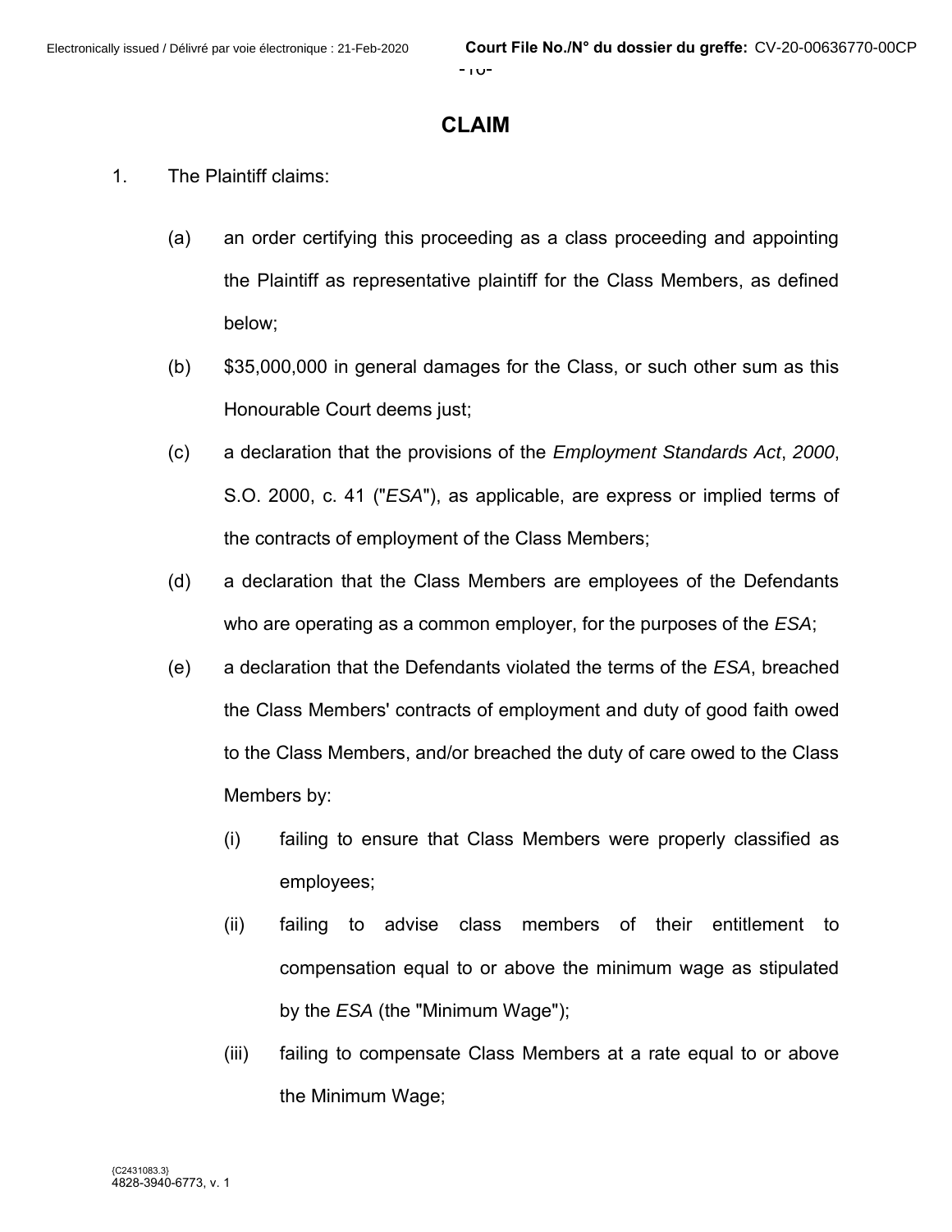## CLAIM

1. The Plaintiff claims:

   (a) an order certifying this proceeding as a class proceeding and appointing the Plaintiff as representative plaintiff for the Class Members, as defined below;

   (b) $35,000,000 in general damages for the Class, or such other sum as this Honourable Court deems just;

   (c) a declaration that the provisions of the *Employment Standards Act*, *2000*, S.O. 2000, c. 41 ("*ESA*"), as applicable, are express or implied terms of the contracts of employment of the Class Members;

   (d) a declaration that the Class Members are employees of the Defendants who are operating as a common employer, for the purposes of the *ESA*;

   (e) a declaration that the Defendants violated the terms of the *ESA*, breached the Class Members' contracts of employment and duty of good faith owed to the Class Members, and/or breached the duty of care owed to the Class Members by:

      (i) failing to ensure that Class Members were properly classified as employees;

      (ii) failing to advise class members of their entitlement to compensation equal to or above the minimum wage as stipulated by the *ESA* (the "Minimum Wage");

      (iii) failing to compensate Class Members at a rate equal to or above the Minimum Wage;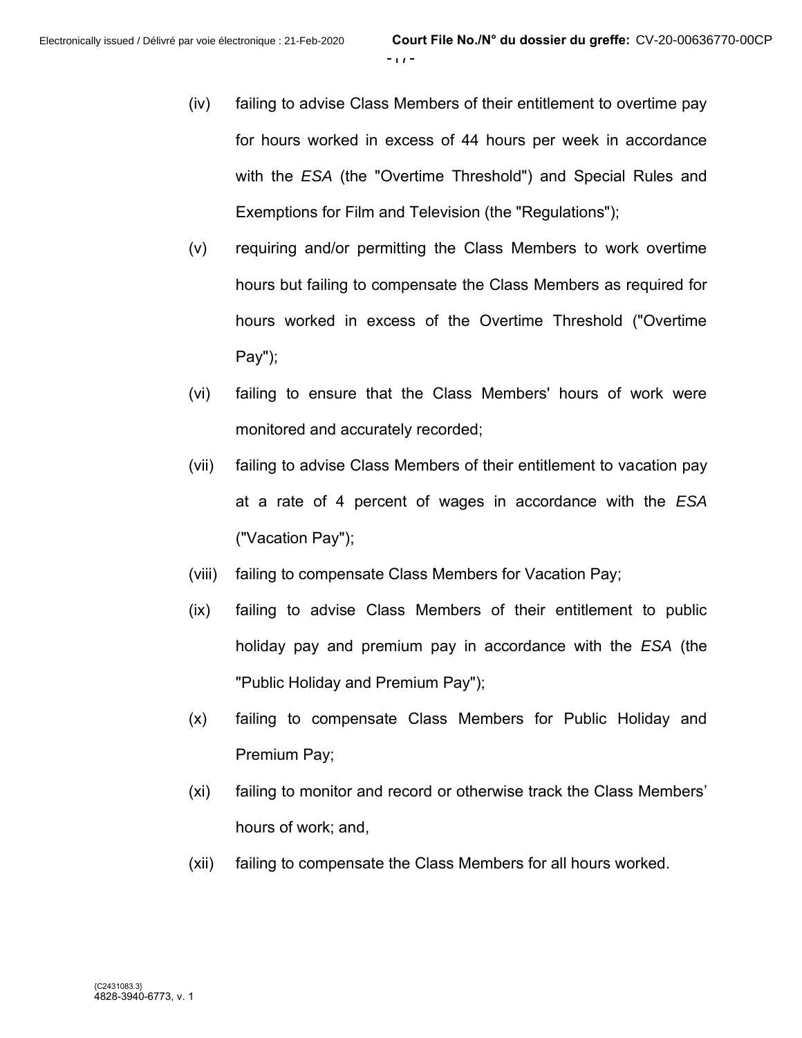(iv) failing to advise Class Members of their entitlement to overtime pay for hours worked in excess of 44 hours per week in accordance with the *ESA* (the "Overtime Threshold") and Special Rules and Exemptions for Film and Television (the "Regulations");

(v) requiring and/or permitting the Class Members to work overtime hours but failing to compensate the Class Members as required for hours worked in excess of the Overtime Threshold ("Overtime Pay");

(vi) failing to ensure that the Class Members' hours of work were monitored and accurately recorded;

(vii) failing to advise Class Members of their entitlement to vacation pay at a rate of 4 percent of wages in accordance with the *ESA* ("Vacation Pay");

(viii) failing to compensate Class Members for Vacation Pay;

(ix) failing to advise Class Members of their entitlement to public holiday pay and premium pay in accordance with the *ESA* (the "Public Holiday and Premium Pay");

(x) failing to compensate Class Members for Public Holiday and Premium Pay;

(xi) failing to monitor and record or otherwise track the Class Members' hours of work; and,

(xii) failing to compensate the Class Members for all hours worked.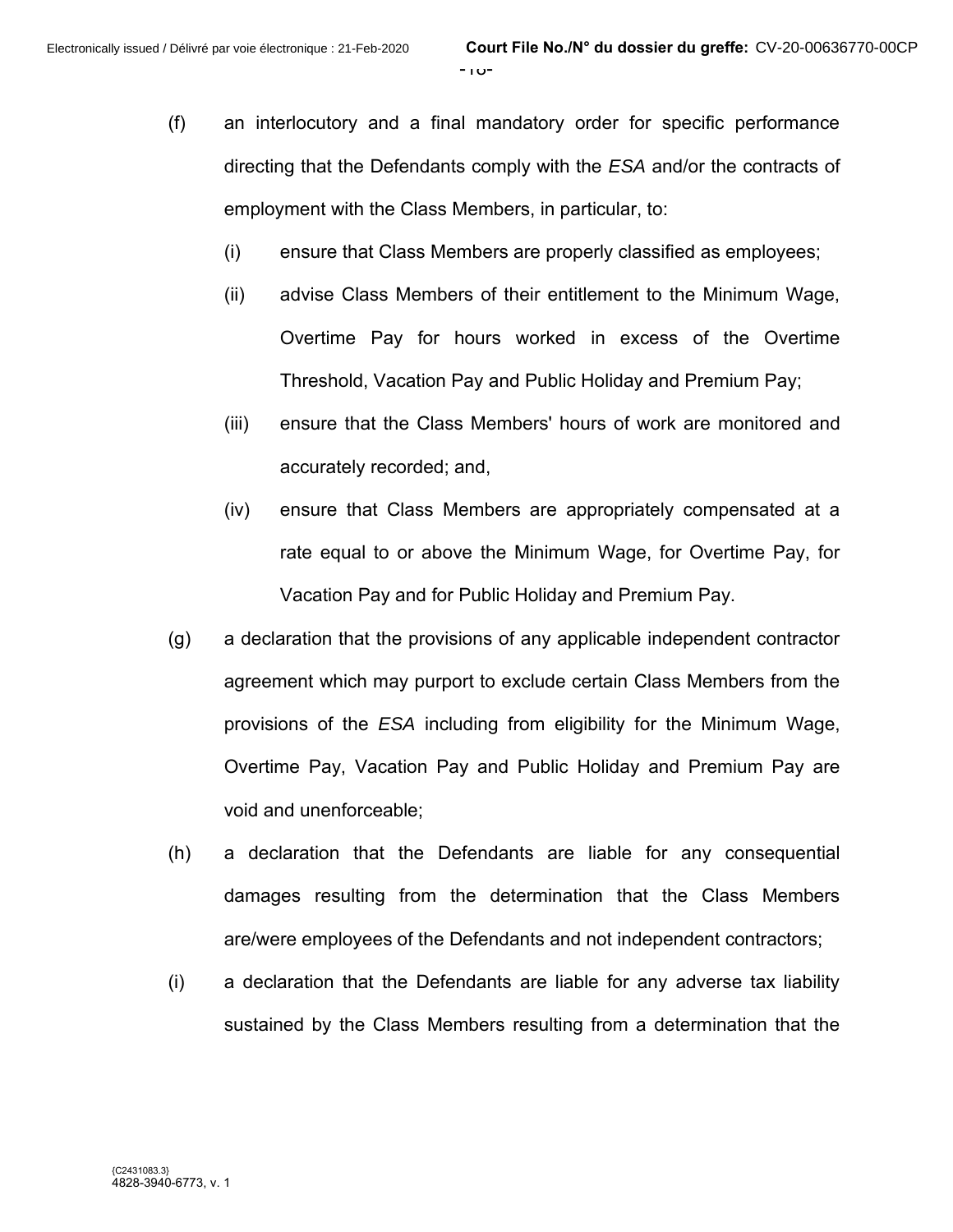(f) an interlocutory and a final mandatory order for specific performance directing that the Defendants comply with the *ESA* and/or the contracts of employment with the Class Members, in particular, to:

    (i) ensure that Class Members are properly classified as employees;

    (ii) advise Class Members of their entitlement to the Minimum Wage, Overtime Pay for hours worked in excess of the Overtime Threshold, Vacation Pay and Public Holiday and Premium Pay;

    (iii) ensure that the Class Members' hours of work are monitored and accurately recorded; and,

    (iv) ensure that Class Members are appropriately compensated at a rate equal to or above the Minimum Wage, for Overtime Pay, for Vacation Pay and for Public Holiday and Premium Pay.

(g) a declaration that the provisions of any applicable independent contractor agreement which may purport to exclude certain Class Members from the provisions of the *ESA* including from eligibility for the Minimum Wage, Overtime Pay, Vacation Pay and Public Holiday and Premium Pay are void and unenforceable;

(h) a declaration that the Defendants are liable for any consequential damages resulting from the determination that the Class Members are/were employees of the Defendants and not independent contractors;

(i) a declaration that the Defendants are liable for any adverse tax liability sustained by the Class Members resulting from a determination that the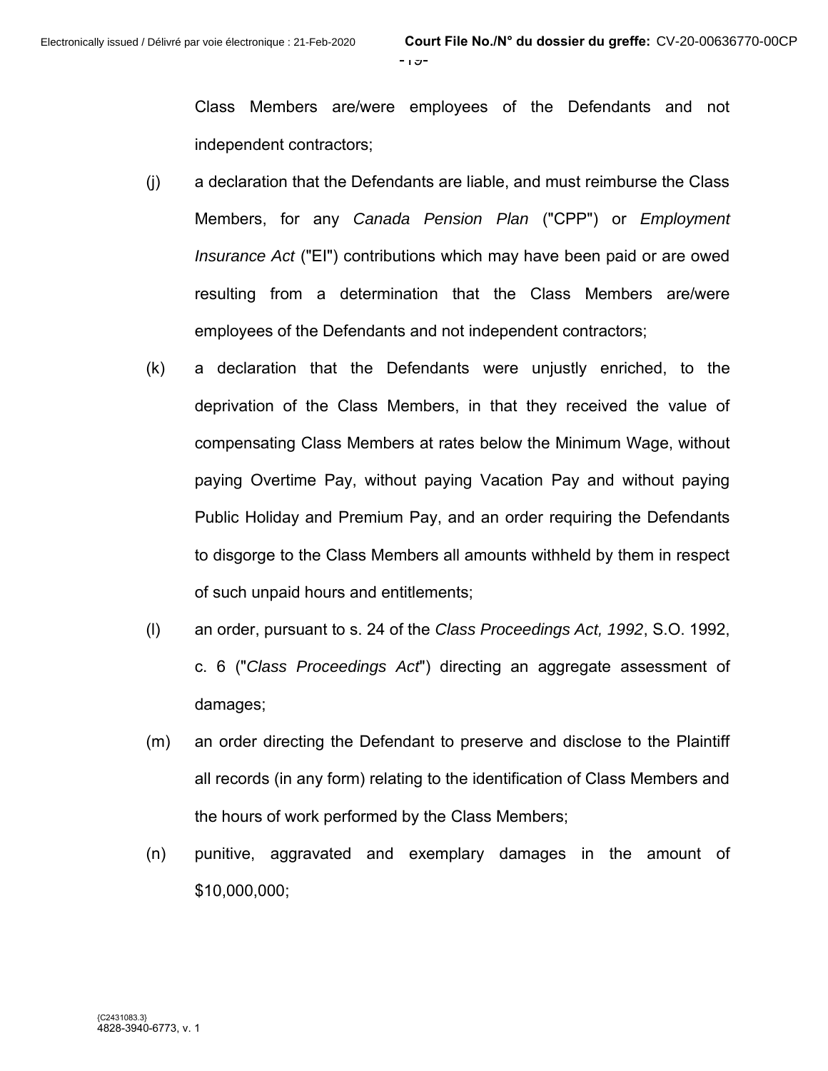Class Members are/were employees of the Defendants and not independent contractors;

(j) a declaration that the Defendants are liable, and must reimburse the Class Members, for any *Canada Pension Plan* ("CPP") or *Employment Insurance Act* ("EI") contributions which may have been paid or are owed resulting from a determination that the Class Members are/were employees of the Defendants and not independent contractors;

(k) a declaration that the Defendants were unjustly enriched, to the deprivation of the Class Members, in that they received the value of compensating Class Members at rates below the Minimum Wage, without paying Overtime Pay, without paying Vacation Pay and without paying Public Holiday and Premium Pay, and an order requiring the Defendants to disgorge to the Class Members all amounts withheld by them in respect of such unpaid hours and entitlements;

(l) an order, pursuant to s. 24 of the *Class Proceedings Act, 1992*, S.O. 1992, c. 6 ("*Class Proceedings Act*") directing an aggregate assessment of damages;

(m) an order directing the Defendant to preserve and disclose to the Plaintiff all records (in any form) relating to the identification of Class Members and the hours of work performed by the Class Members;

(n) punitive, aggravated and exemplary damages in the amount of $10,000,000;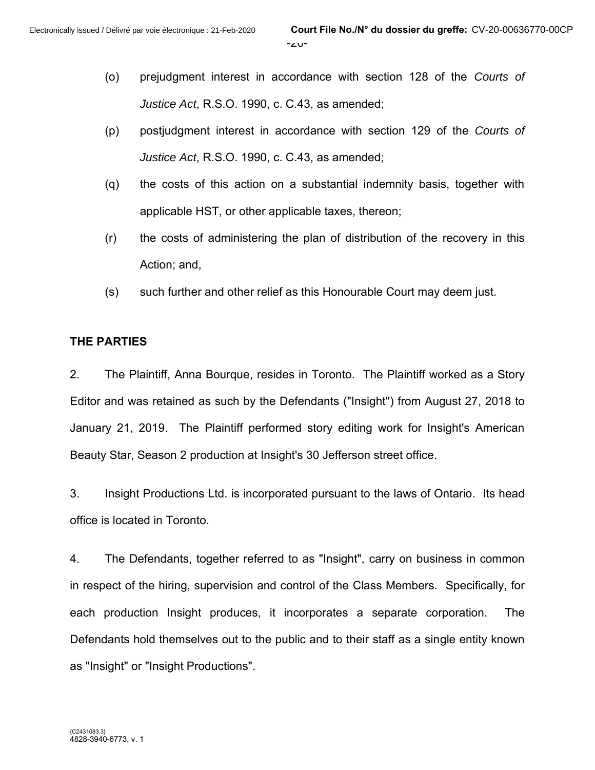(o) prejudgment interest in accordance with section 128 of the *Courts of Justice Act*, R.S.O. 1990, c. C.43, as amended;

(p) postjudgment interest in accordance with section 129 of the *Courts of Justice Act*, R.S.O. 1990, c. C.43, as amended;

(q) the costs of this action on a substantial indemnity basis, together with applicable HST, or other applicable taxes, thereon;

(r) the costs of administering the plan of distribution of the recovery in this Action; and,

(s) such further and other relief as this Honourable Court may deem just.

## THE PARTIES

2. The Plaintiff, Anna Bourque, resides in Toronto. The Plaintiff worked as a Story Editor and was retained as such by the Defendants ("Insight") from August 27, 2018 to January 21, 2019. The Plaintiff performed story editing work for Insight's American Beauty Star, Season 2 production at Insight's 30 Jefferson street office.

3. Insight Productions Ltd. is incorporated pursuant to the laws of Ontario. Its head office is located in Toronto.

4. The Defendants, together referred to as "Insight", carry on business in common in respect of the hiring, supervision and control of the Class Members. Specifically, for each production Insight produces, it incorporates a separate corporation. The Defendants hold themselves out to the public and to their staff as a single entity known as "Insight" or "Insight Productions".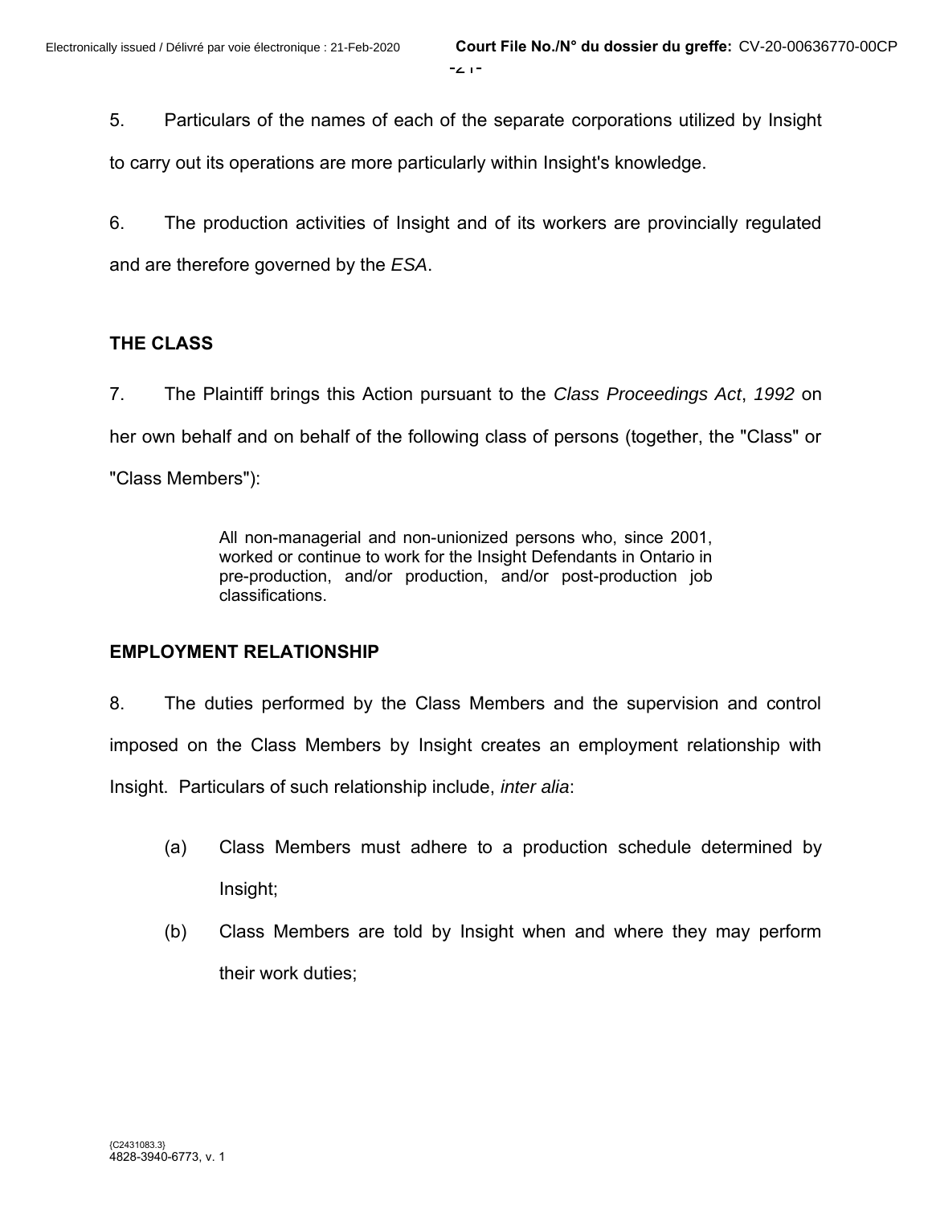5. Particulars of the names of each of the separate corporations utilized by Insight to carry out its operations are more particularly within Insight's knowledge.

6. The production activities of Insight and of its workers are provincially regulated and are therefore governed by the *ESA*.

## THE CLASS

7. The Plaintiff brings this Action pursuant to the *Class Proceedings Act*, *1992* on her own behalf and on behalf of the following class of persons (together, the "Class" or "Class Members"):

> All non-managerial and non-unionized persons who, since 2001, worked or continue to work for the Insight Defendants in Ontario in pre-production, and/or production, and/or post-production job classifications.

## EMPLOYMENT RELATIONSHIP

8. The duties performed by the Class Members and the supervision and control imposed on the Class Members by Insight creates an employment relationship with Insight. Particulars of such relationship include, *inter alia*:

(a) Class Members must adhere to a production schedule determined by Insight;

(b) Class Members are told by Insight when and where they may perform their work duties;

{C2431083.3}
4828-3940-6773, v. 1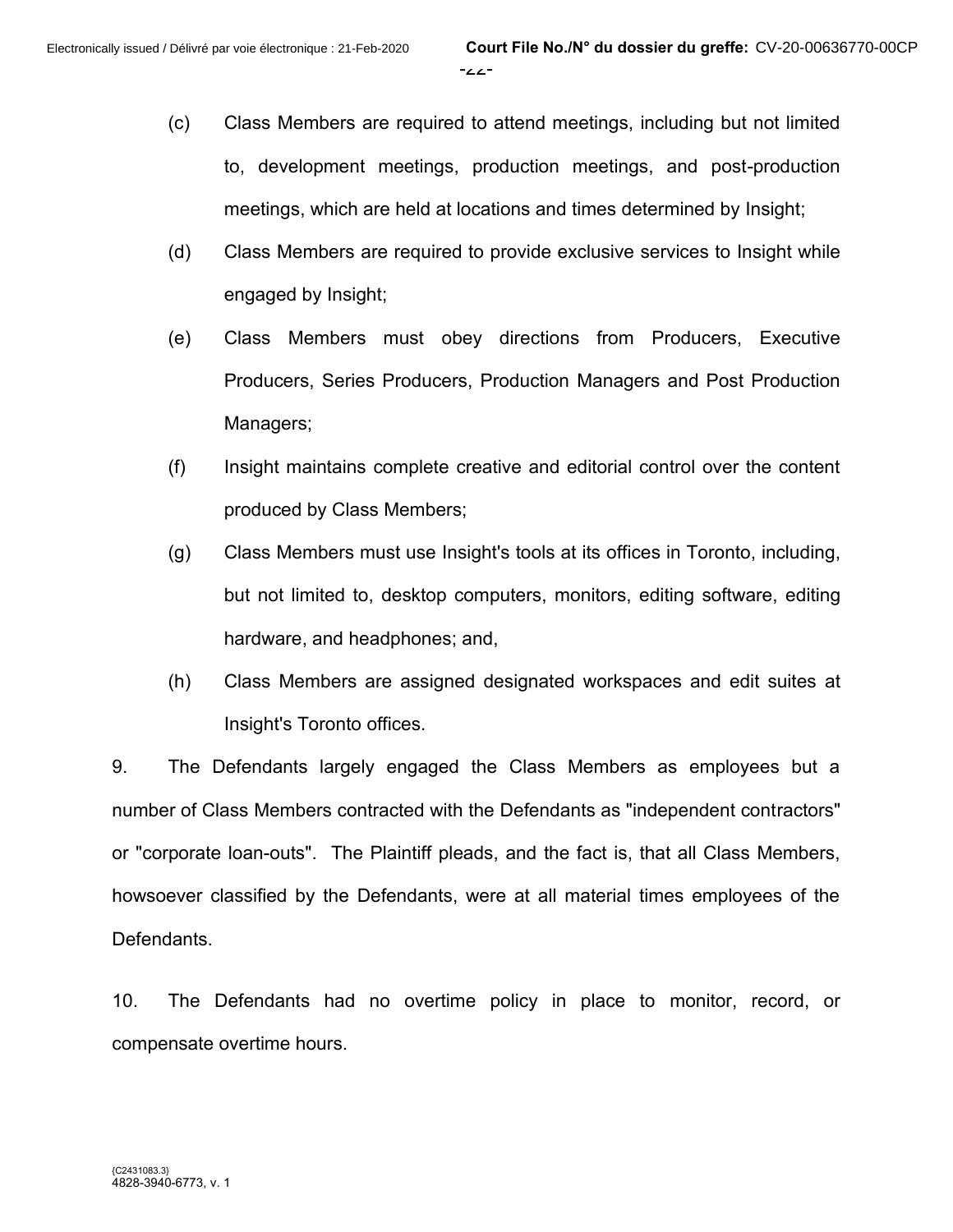(c) Class Members are required to attend meetings, including but not limited to, development meetings, production meetings, and post-production meetings, which are held at locations and times determined by Insight;

(d) Class Members are required to provide exclusive services to Insight while engaged by Insight;

(e) Class Members must obey directions from Producers, Executive Producers, Series Producers, Production Managers and Post Production Managers;

(f) Insight maintains complete creative and editorial control over the content produced by Class Members;

(g) Class Members must use Insight's tools at its offices in Toronto, including, but not limited to, desktop computers, monitors, editing software, editing hardware, and headphones; and,

(h) Class Members are assigned designated workspaces and edit suites at Insight's Toronto offices.

9. The Defendants largely engaged the Class Members as employees but a number of Class Members contracted with the Defendants as "independent contractors" or "corporate loan-outs". The Plaintiff pleads, and the fact is, that all Class Members, howsoever classified by the Defendants, were at all material times employees of the Defendants.

10. The Defendants had no overtime policy in place to monitor, record, or compensate overtime hours.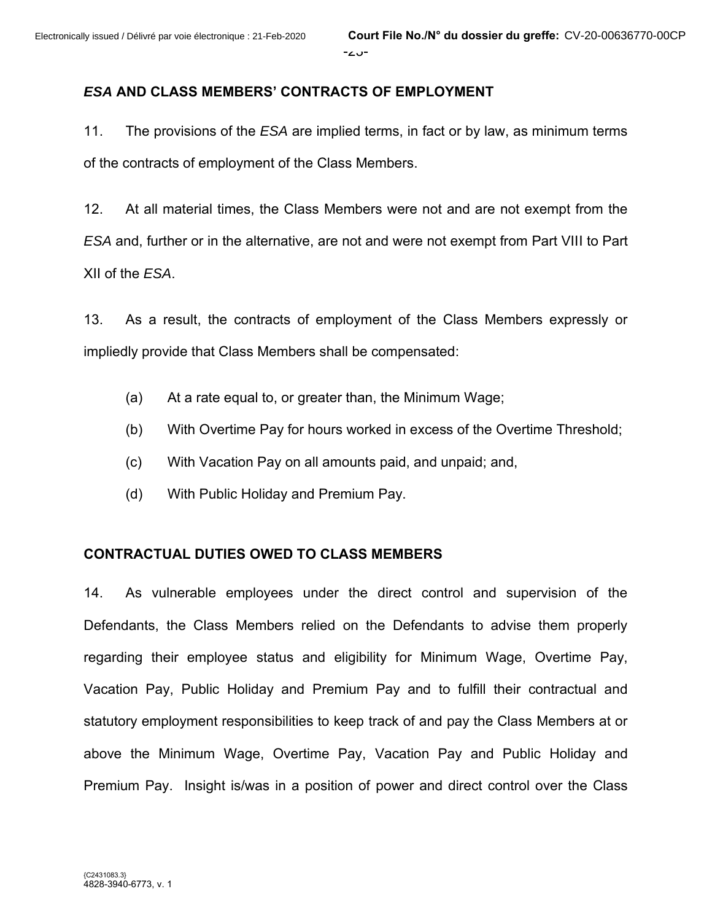## *ESA* AND CLASS MEMBERS' CONTRACTS OF EMPLOYMENT

11. The provisions of the *ESA* are implied terms, in fact or by law, as minimum terms of the contracts of employment of the Class Members.

12. At all material times, the Class Members were not and are not exempt from the *ESA* and, further or in the alternative, are not and were not exempt from Part VIII to Part XII of the *ESA*.

13. As a result, the contracts of employment of the Class Members expressly or impliedly provide that Class Members shall be compensated:

(a) At a rate equal to, or greater than, the Minimum Wage;

(b) With Overtime Pay for hours worked in excess of the Overtime Threshold;

(c) With Vacation Pay on all amounts paid, and unpaid; and,

(d) With Public Holiday and Premium Pay.

## CONTRACTUAL DUTIES OWED TO CLASS MEMBERS

14. As vulnerable employees under the direct control and supervision of the Defendants, the Class Members relied on the Defendants to advise them properly regarding their employee status and eligibility for Minimum Wage, Overtime Pay, Vacation Pay, Public Holiday and Premium Pay and to fulfill their contractual and statutory employment responsibilities to keep track of and pay the Class Members at or above the Minimum Wage, Overtime Pay, Vacation Pay and Public Holiday and Premium Pay. Insight is/was in a position of power and direct control over the Class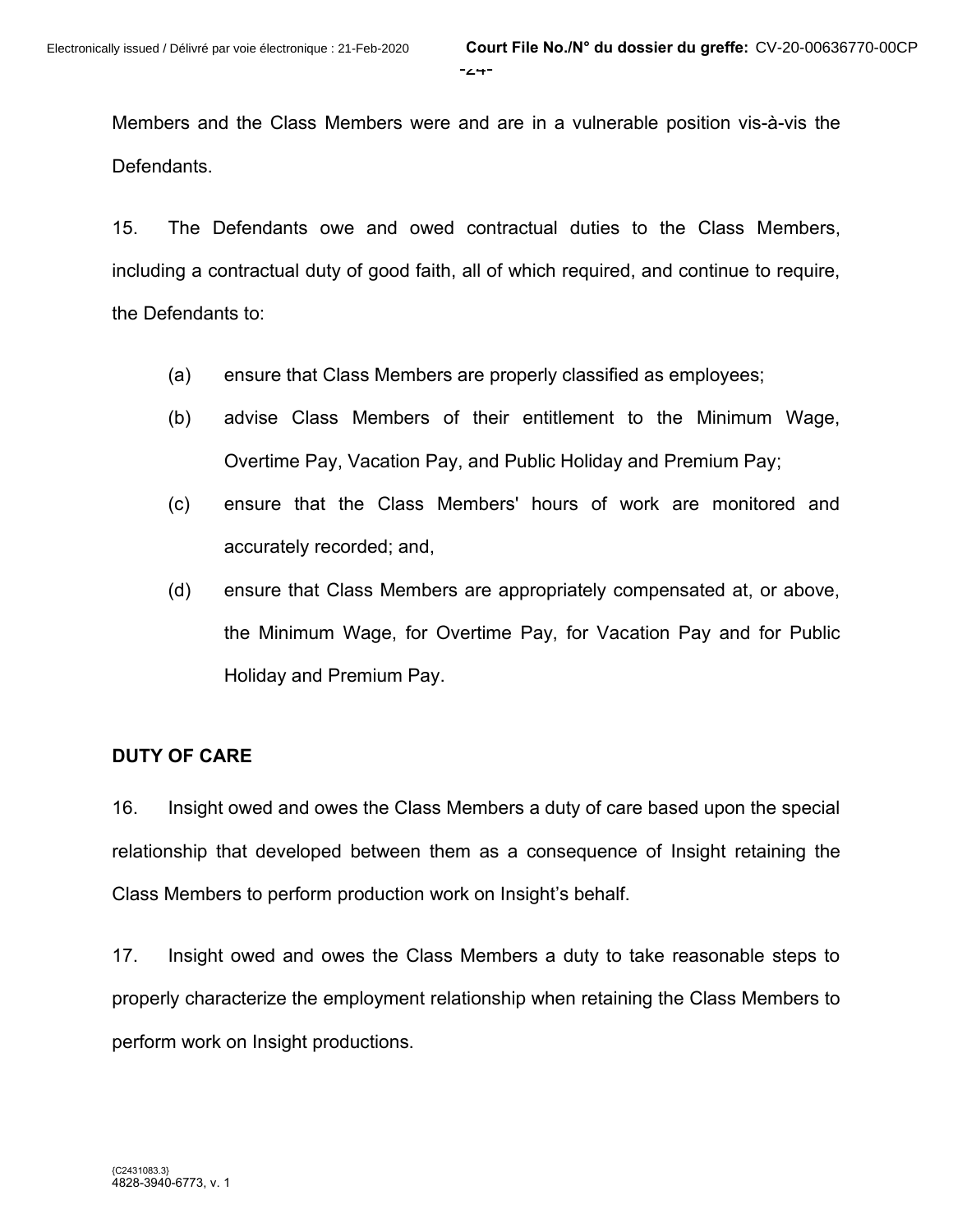Members and the Class Members were and are in a vulnerable position vis-à-vis the Defendants.

15. The Defendants owe and owed contractual duties to the Class Members, including a contractual duty of good faith, all of which required, and continue to require, the Defendants to:

(a) ensure that Class Members are properly classified as employees;

(b) advise Class Members of their entitlement to the Minimum Wage, Overtime Pay, Vacation Pay, and Public Holiday and Premium Pay;

(c) ensure that the Class Members' hours of work are monitored and accurately recorded; and,

(d) ensure that Class Members are appropriately compensated at, or above, the Minimum Wage, for Overtime Pay, for Vacation Pay and for Public Holiday and Premium Pay.

**DUTY OF CARE**

16. Insight owed and owes the Class Members a duty of care based upon the special relationship that developed between them as a consequence of Insight retaining the Class Members to perform production work on Insight's behalf.

17. Insight owed and owes the Class Members a duty to take reasonable steps to properly characterize the employment relationship when retaining the Class Members to perform work on Insight productions.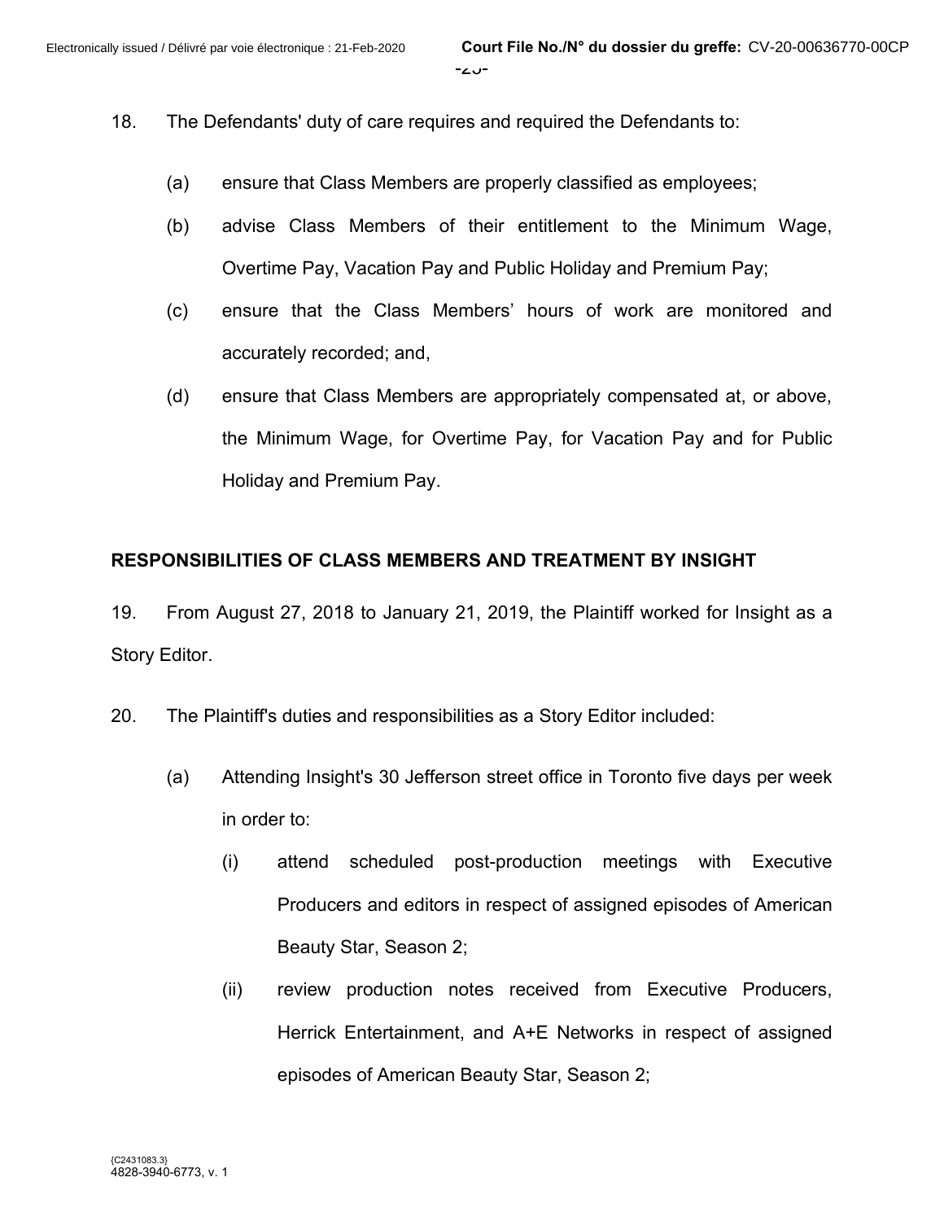18. The Defendants' duty of care requires and required the Defendants to:

   (a) ensure that Class Members are properly classified as employees;

   (b) advise Class Members of their entitlement to the Minimum Wage, Overtime Pay, Vacation Pay and Public Holiday and Premium Pay;

   (c) ensure that the Class Members' hours of work are monitored and accurately recorded; and,

   (d) ensure that Class Members are appropriately compensated at, or above, the Minimum Wage, for Overtime Pay, for Vacation Pay and for Public Holiday and Premium Pay.

## RESPONSIBILITIES OF CLASS MEMBERS AND TREATMENT BY INSIGHT

19. From August 27, 2018 to January 21, 2019, the Plaintiff worked for Insight as a Story Editor.

20. The Plaintiff's duties and responsibilities as a Story Editor included:

   (a) Attending Insight's 30 Jefferson street office in Toronto five days per week in order to:

      (i) attend scheduled post-production meetings with Executive Producers and editors in respect of assigned episodes of American Beauty Star, Season 2;

      (ii) review production notes received from Executive Producers, Herrick Entertainment, and A+E Networks in respect of assigned episodes of American Beauty Star, Season 2;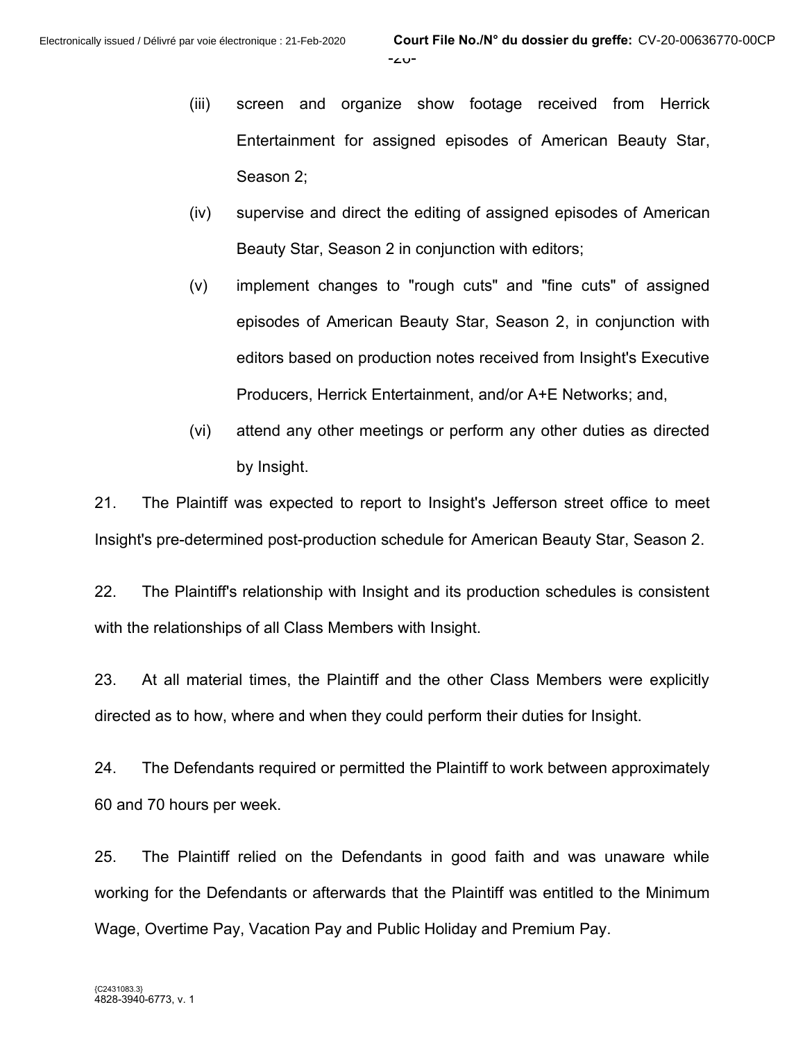(iii) screen and organize show footage received from Herrick Entertainment for assigned episodes of American Beauty Star, Season 2;

(iv) supervise and direct the editing of assigned episodes of American Beauty Star, Season 2 in conjunction with editors;

(v) implement changes to "rough cuts" and "fine cuts" of assigned episodes of American Beauty Star, Season 2, in conjunction with editors based on production notes received from Insight's Executive Producers, Herrick Entertainment, and/or A+E Networks; and,

(vi) attend any other meetings or perform any other duties as directed by Insight.

21. The Plaintiff was expected to report to Insight's Jefferson street office to meet Insight's pre-determined post-production schedule for American Beauty Star, Season 2.

22. The Plaintiff's relationship with Insight and its production schedules is consistent with the relationships of all Class Members with Insight.

23. At all material times, the Plaintiff and the other Class Members were explicitly directed as to how, where and when they could perform their duties for Insight.

24. The Defendants required or permitted the Plaintiff to work between approximately 60 and 70 hours per week.

25. The Plaintiff relied on the Defendants in good faith and was unaware while working for the Defendants or afterwards that the Plaintiff was entitled to the Minimum Wage, Overtime Pay, Vacation Pay and Public Holiday and Premium Pay.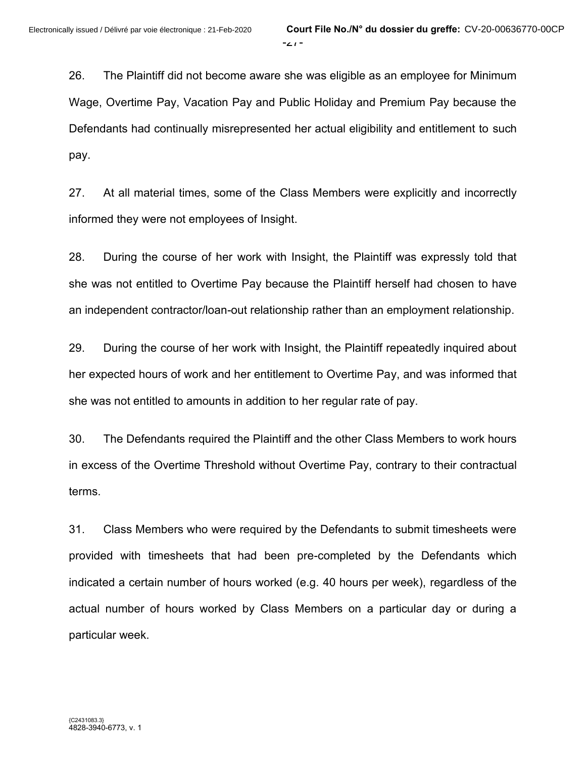26. The Plaintiff did not become aware she was eligible as an employee for Minimum Wage, Overtime Pay, Vacation Pay and Public Holiday and Premium Pay because the Defendants had continually misrepresented her actual eligibility and entitlement to such pay.

27. At all material times, some of the Class Members were explicitly and incorrectly informed they were not employees of Insight.

28. During the course of her work with Insight, the Plaintiff was expressly told that she was not entitled to Overtime Pay because the Plaintiff herself had chosen to have an independent contractor/loan-out relationship rather than an employment relationship.

29. During the course of her work with Insight, the Plaintiff repeatedly inquired about her expected hours of work and her entitlement to Overtime Pay, and was informed that she was not entitled to amounts in addition to her regular rate of pay.

30. The Defendants required the Plaintiff and the other Class Members to work hours in excess of the Overtime Threshold without Overtime Pay, contrary to their contractual terms.

31. Class Members who were required by the Defendants to submit timesheets were provided with timesheets that had been pre-completed by the Defendants which indicated a certain number of hours worked (e.g. 40 hours per week), regardless of the actual number of hours worked by Class Members on a particular day or during a particular week.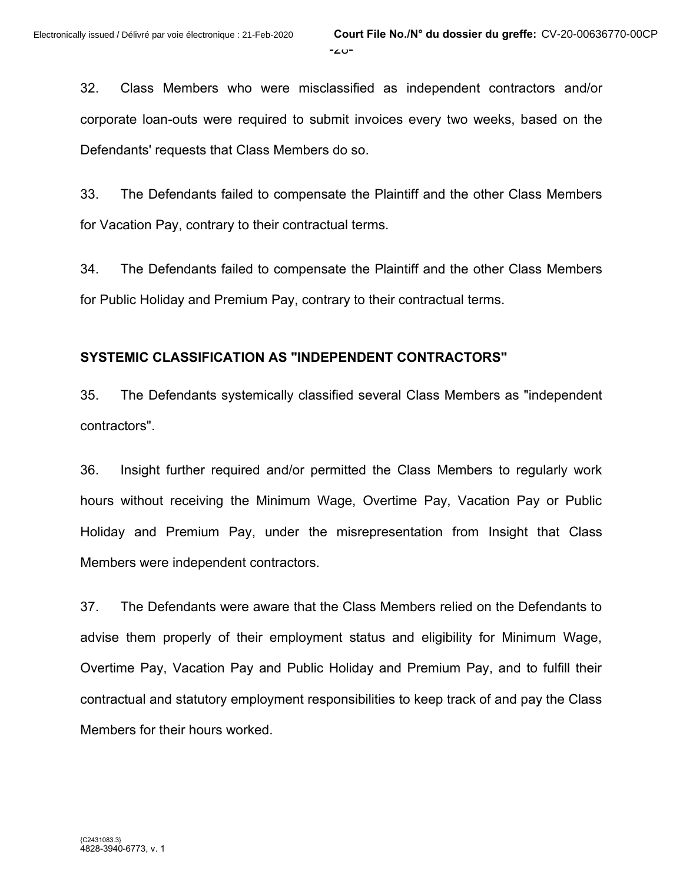32. Class Members who were misclassified as independent contractors and/or corporate loan-outs were required to submit invoices every two weeks, based on the Defendants' requests that Class Members do so.

33. The Defendants failed to compensate the Plaintiff and the other Class Members for Vacation Pay, contrary to their contractual terms.

34. The Defendants failed to compensate the Plaintiff and the other Class Members for Public Holiday and Premium Pay, contrary to their contractual terms.

**SYSTEMIC CLASSIFICATION AS "INDEPENDENT CONTRACTORS"**

35. The Defendants systemically classified several Class Members as "independent contractors".

36. Insight further required and/or permitted the Class Members to regularly work hours without receiving the Minimum Wage, Overtime Pay, Vacation Pay or Public Holiday and Premium Pay, under the misrepresentation from Insight that Class Members were independent contractors.

37. The Defendants were aware that the Class Members relied on the Defendants to advise them properly of their employment status and eligibility for Minimum Wage, Overtime Pay, Vacation Pay and Public Holiday and Premium Pay, and to fulfill their contractual and statutory employment responsibilities to keep track of and pay the Class Members for their hours worked.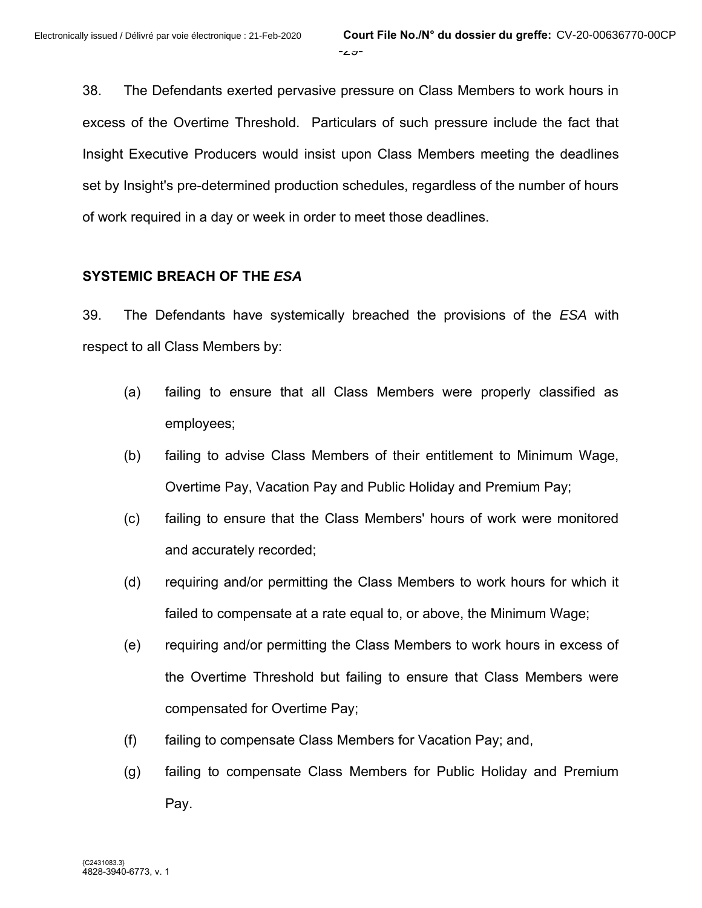38. The Defendants exerted pervasive pressure on Class Members to work hours in excess of the Overtime Threshold. Particulars of such pressure include the fact that Insight Executive Producers would insist upon Class Members meeting the deadlines set by Insight's pre-determined production schedules, regardless of the number of hours of work required in a day or week in order to meet those deadlines.

## SYSTEMIC BREACH OF THE *ESA*

39. The Defendants have systemically breached the provisions of the *ESA* with respect to all Class Members by:

(a) failing to ensure that all Class Members were properly classified as employees;

(b) failing to advise Class Members of their entitlement to Minimum Wage, Overtime Pay, Vacation Pay and Public Holiday and Premium Pay;

(c) failing to ensure that the Class Members' hours of work were monitored and accurately recorded;

(d) requiring and/or permitting the Class Members to work hours for which it failed to compensate at a rate equal to, or above, the Minimum Wage;

(e) requiring and/or permitting the Class Members to work hours in excess of the Overtime Threshold but failing to ensure that Class Members were compensated for Overtime Pay;

(f) failing to compensate Class Members for Vacation Pay; and,

(g) failing to compensate Class Members for Public Holiday and Premium Pay.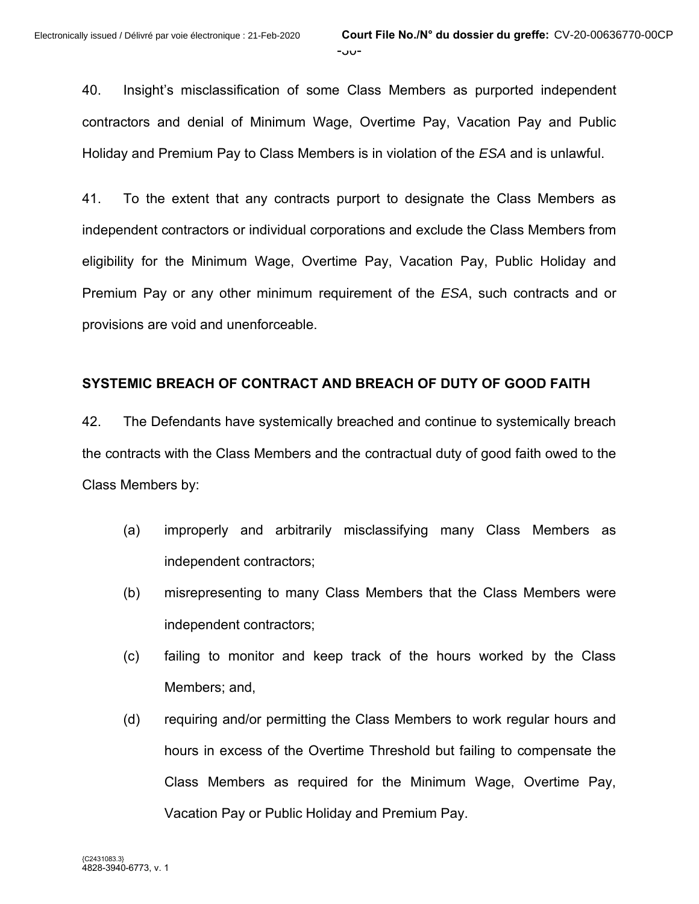40. Insight's misclassification of some Class Members as purported independent contractors and denial of Minimum Wage, Overtime Pay, Vacation Pay and Public Holiday and Premium Pay to Class Members is in violation of the *ESA* and is unlawful.

41. To the extent that any contracts purport to designate the Class Members as independent contractors or individual corporations and exclude the Class Members from eligibility for the Minimum Wage, Overtime Pay, Vacation Pay, Public Holiday and Premium Pay or any other minimum requirement of the *ESA*, such contracts and or provisions are void and unenforceable.

**SYSTEMIC BREACH OF CONTRACT AND BREACH OF DUTY OF GOOD FAITH**

42. The Defendants have systemically breached and continue to systemically breach the contracts with the Class Members and the contractual duty of good faith owed to the Class Members by:

(a) improperly and arbitrarily misclassifying many Class Members as independent contractors;

(b) misrepresenting to many Class Members that the Class Members were independent contractors;

(c) failing to monitor and keep track of the hours worked by the Class Members; and,

(d) requiring and/or permitting the Class Members to work regular hours and hours in excess of the Overtime Threshold but failing to compensate the Class Members as required for the Minimum Wage, Overtime Pay, Vacation Pay or Public Holiday and Premium Pay.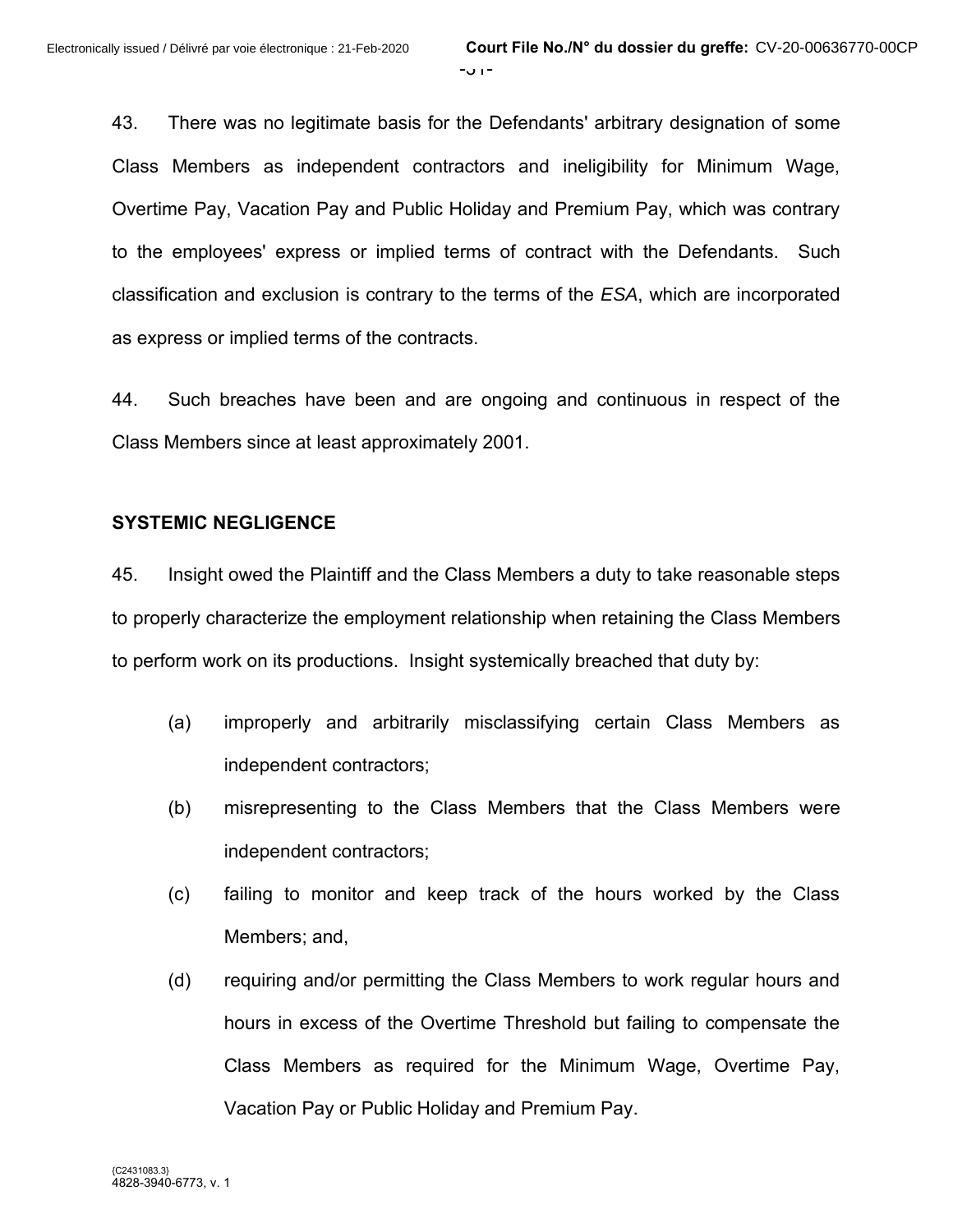43. There was no legitimate basis for the Defendants' arbitrary designation of some Class Members as independent contractors and ineligibility for Minimum Wage, Overtime Pay, Vacation Pay and Public Holiday and Premium Pay, which was contrary to the employees' express or implied terms of contract with the Defendants. Such classification and exclusion is contrary to the terms of the *ESA*, which are incorporated as express or implied terms of the contracts.

44. Such breaches have been and are ongoing and continuous in respect of the Class Members since at least approximately 2001.

**SYSTEMIC NEGLIGENCE**

45. Insight owed the Plaintiff and the Class Members a duty to take reasonable steps to properly characterize the employment relationship when retaining the Class Members to perform work on its productions. Insight systemically breached that duty by:

(a) improperly and arbitrarily misclassifying certain Class Members as independent contractors;

(b) misrepresenting to the Class Members that the Class Members were independent contractors;

(c) failing to monitor and keep track of the hours worked by the Class Members; and,

(d) requiring and/or permitting the Class Members to work regular hours and hours in excess of the Overtime Threshold but failing to compensate the Class Members as required for the Minimum Wage, Overtime Pay, Vacation Pay or Public Holiday and Premium Pay.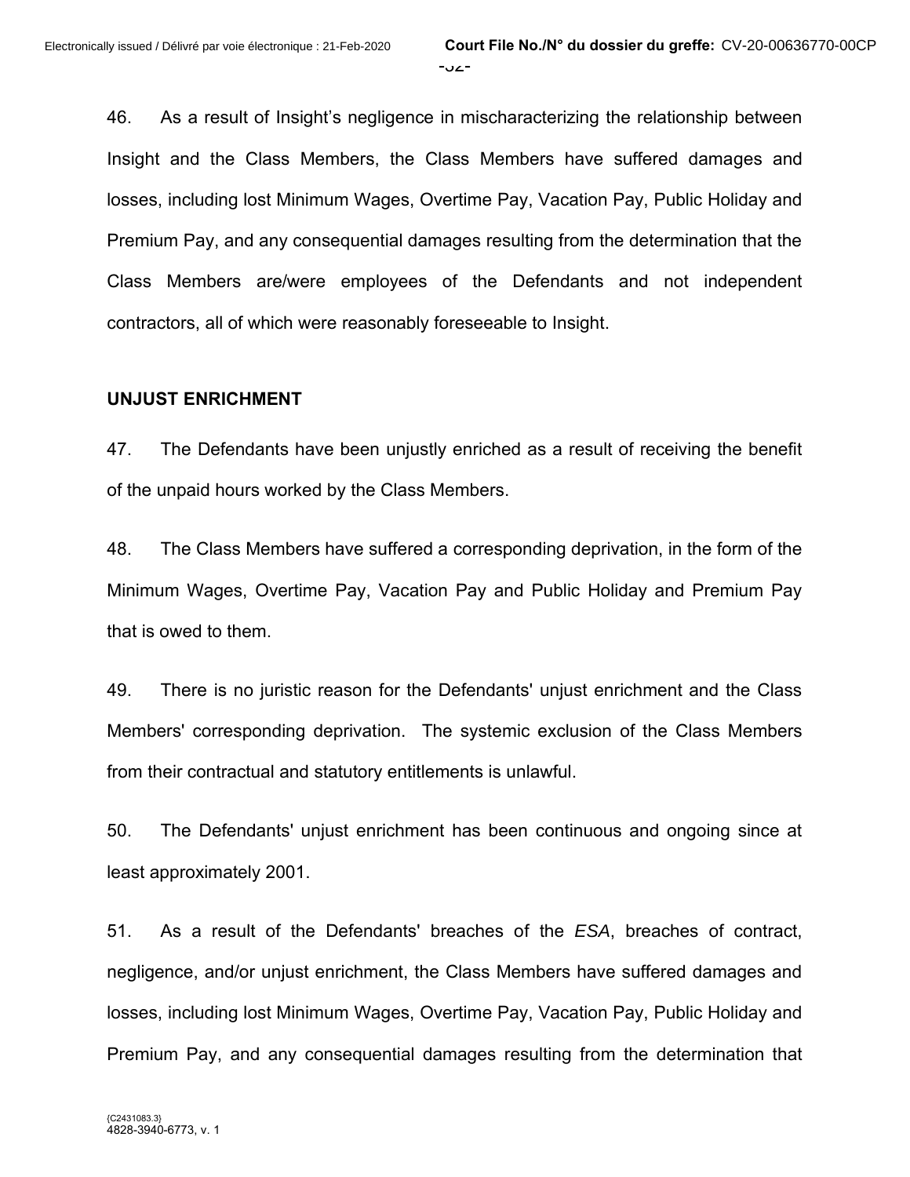46. As a result of Insight's negligence in mischaracterizing the relationship between Insight and the Class Members, the Class Members have suffered damages and losses, including lost Minimum Wages, Overtime Pay, Vacation Pay, Public Holiday and Premium Pay, and any consequential damages resulting from the determination that the Class Members are/were employees of the Defendants and not independent contractors, all of which were reasonably foreseeable to Insight.

**UNJUST ENRICHMENT**

47. The Defendants have been unjustly enriched as a result of receiving the benefit of the unpaid hours worked by the Class Members.

48. The Class Members have suffered a corresponding deprivation, in the form of the Minimum Wages, Overtime Pay, Vacation Pay and Public Holiday and Premium Pay that is owed to them.

49. There is no juristic reason for the Defendants' unjust enrichment and the Class Members' corresponding deprivation. The systemic exclusion of the Class Members from their contractual and statutory entitlements is unlawful.

50. The Defendants' unjust enrichment has been continuous and ongoing since at least approximately 2001.

51. As a result of the Defendants' breaches of the *ESA*, breaches of contract, negligence, and/or unjust enrichment, the Class Members have suffered damages and losses, including lost Minimum Wages, Overtime Pay, Vacation Pay, Public Holiday and Premium Pay, and any consequential damages resulting from the determination that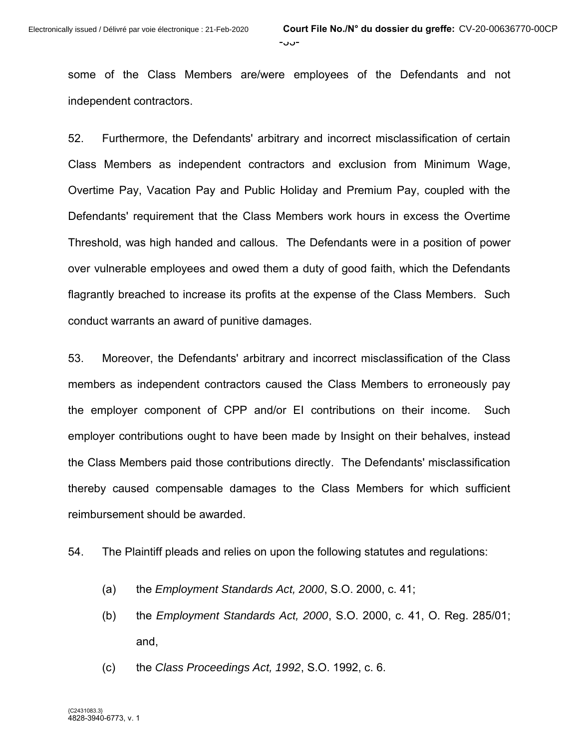some of the Class Members are/were employees of the Defendants and not independent contractors.

52. Furthermore, the Defendants' arbitrary and incorrect misclassification of certain Class Members as independent contractors and exclusion from Minimum Wage, Overtime Pay, Vacation Pay and Public Holiday and Premium Pay, coupled with the Defendants' requirement that the Class Members work hours in excess the Overtime Threshold, was high handed and callous. The Defendants were in a position of power over vulnerable employees and owed them a duty of good faith, which the Defendants flagrantly breached to increase its profits at the expense of the Class Members. Such conduct warrants an award of punitive damages.

53. Moreover, the Defendants' arbitrary and incorrect misclassification of the Class members as independent contractors caused the Class Members to erroneously pay the employer component of CPP and/or EI contributions on their income. Such employer contributions ought to have been made by Insight on their behalves, instead the Class Members paid those contributions directly. The Defendants' misclassification thereby caused compensable damages to the Class Members for which sufficient reimbursement should be awarded.

54. The Plaintiff pleads and relies on upon the following statutes and regulations:

(a) the *Employment Standards Act, 2000*, S.O. 2000, c. 41;

(b) the *Employment Standards Act, 2000*, S.O. 2000, c. 41, O. Reg. 285/01; and,

(c) the *Class Proceedings Act, 1992*, S.O. 1992, c. 6.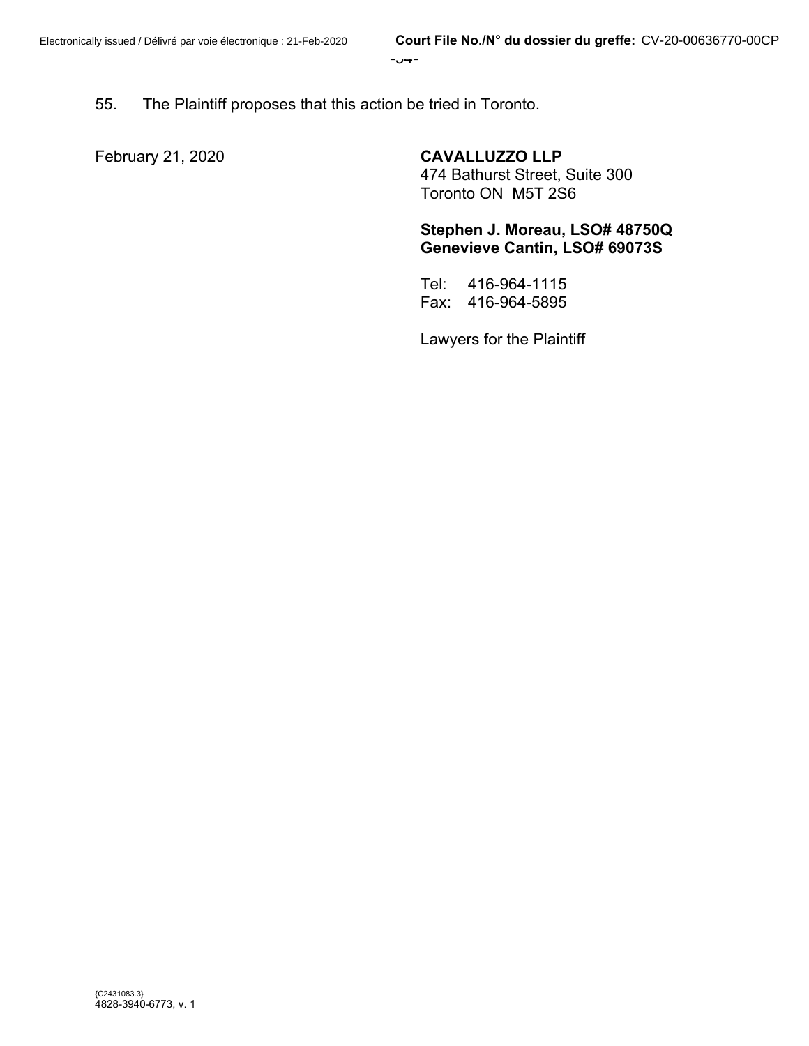55. The Plaintiff proposes that this action be tried in Toronto.

February 21, 2020

**CAVALLUZZO LLP**
474 Bathurst Street, Suite 300
Toronto ON M5T 2S6

**Stephen J. Moreau, LSO# 48750Q**
**Genevieve Cantin, LSO# 69073S**

Tel: 416-964-1115
Fax: 416-964-5895

Lawyers for the Plaintiff

{C2431083.3}
4828-3940-6773, v. 1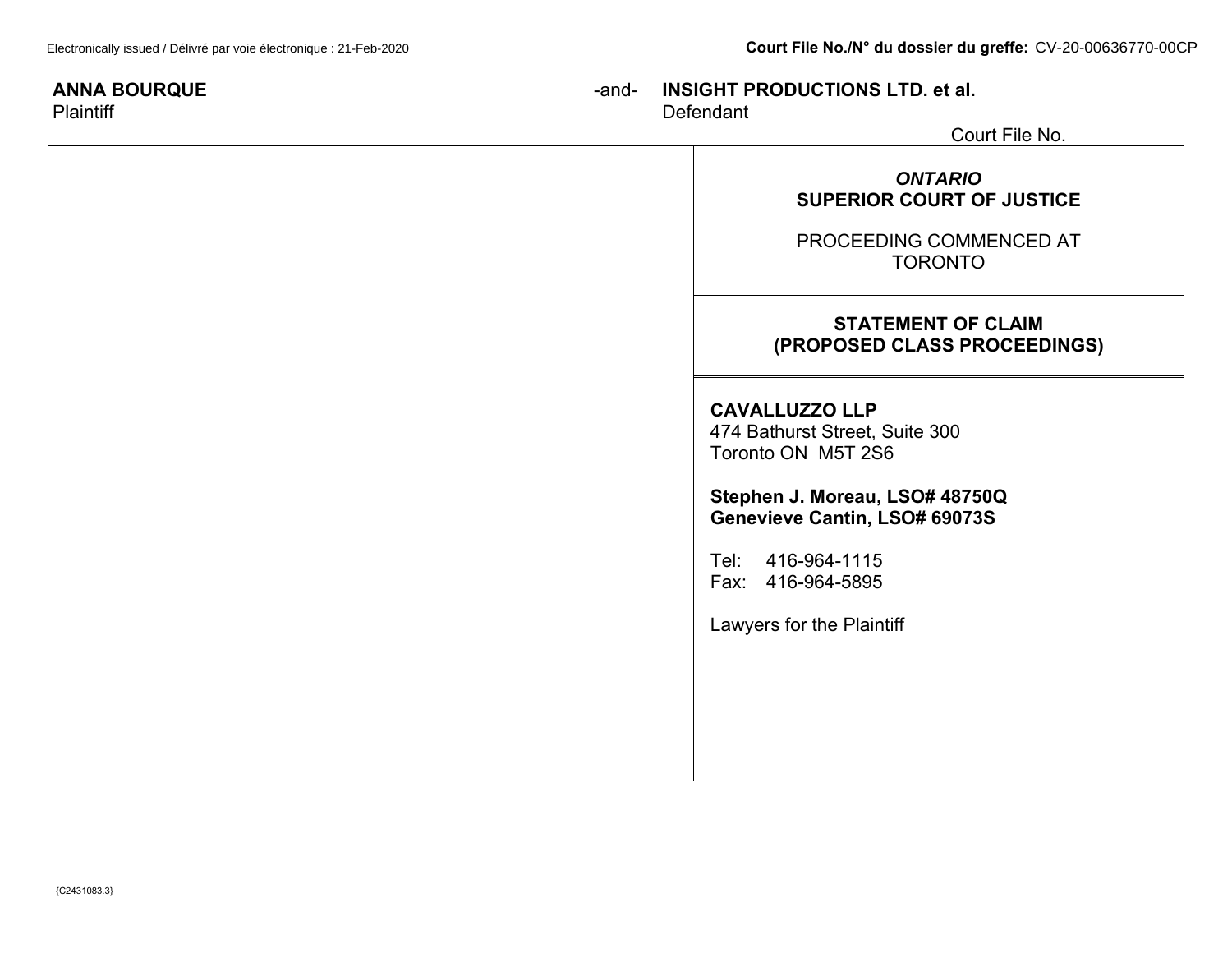Electronically issued / Délivré par voie électronique : 21-Feb-2020

**Court File No./N° du dossier du greffe:** CV-20-00636770-00CP

**ANNA BOURQUE**
Plaintiff

-and-

**INSIGHT PRODUCTIONS LTD. et al.**
Defendant

Court File No.

***ONTARIO***
**SUPERIOR COURT OF JUSTICE**

PROCEEDING COMMENCED AT TORONTO

**STATEMENT OF CLAIM (PROPOSED CLASS PROCEEDINGS)**

**CAVALLUZZO LLP**
474 Bathurst Street, Suite 300
Toronto ON M5T 2S6

**Stephen J. Moreau, LSO# 48750Q**
**Genevieve Cantin, LSO# 69073S**

Tel: 416-964-1115
Fax: 416-964-5895

Lawyers for the Plaintiff

{C2431083.3}